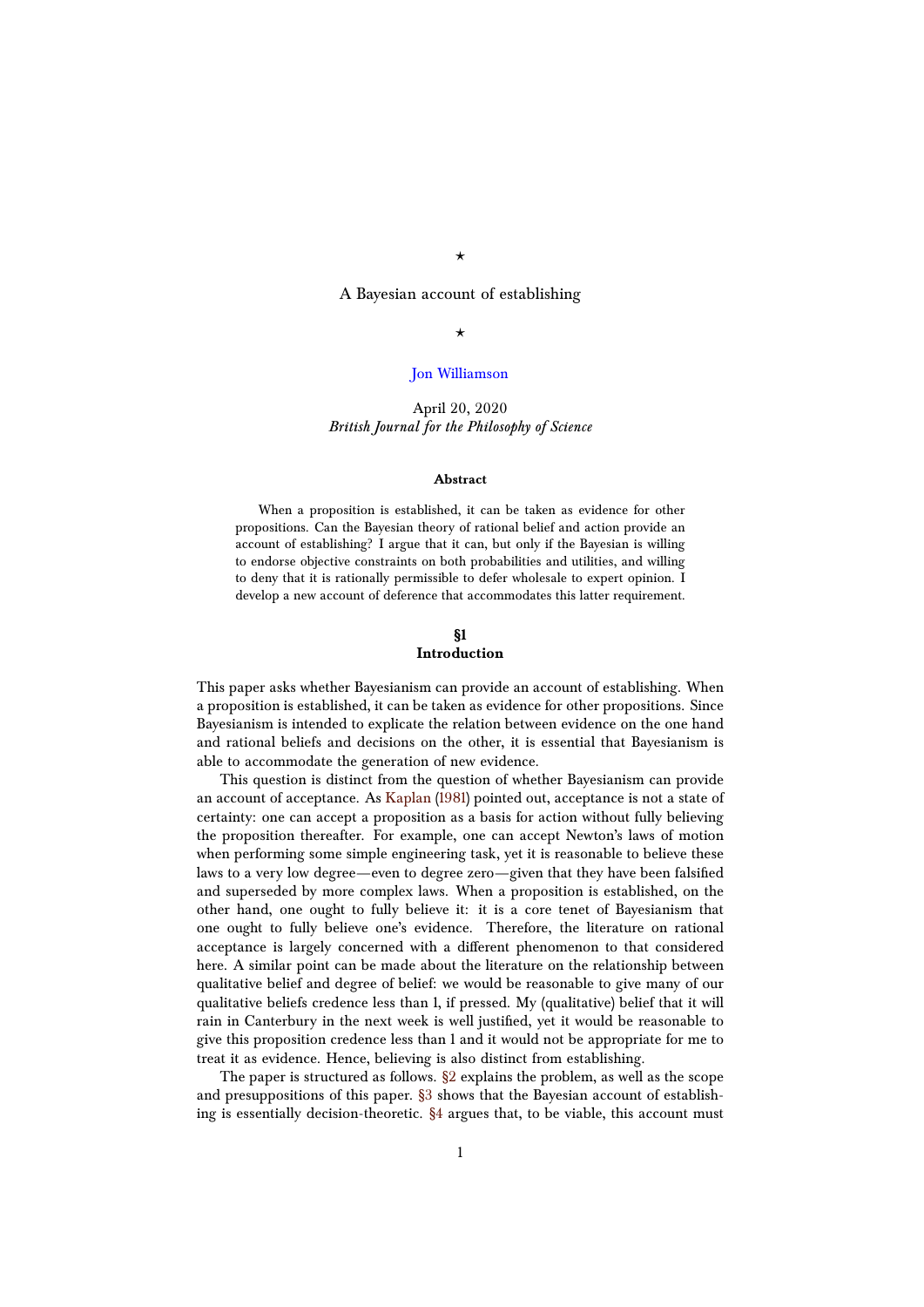⋆

# A Bayesian account of establishing

⋆

Jon Williamson

April 20, 2020
*British Journal for the Philosophy of Science*

**Abstract**

When a proposition is established, it can be taken as evidence for other propositions. Can the Bayesian theory of rational belief and action provide an account of establishing? I argue that it can, but only if the Bayesian is willing to endorse objective constraints on both probabilities and utilities, and willing to deny that it is rationally permissible to defer wholesale to expert opinion. I develop a new account of deference that accommodates this latter requirement.

## §1 Introduction

This paper asks whether Bayesianism can provide an account of establishing. When a proposition is established, it can be taken as evidence for other propositions. Since Bayesianism is intended to explicate the relation between evidence on the one hand and rational beliefs and decisions on the other, it is essential that Bayesianism is able to accommodate the generation of new evidence.

This question is distinct from the question of whether Bayesianism can provide an account of acceptance. As Kaplan (1981) pointed out, acceptance is not a state of certainty: one can accept a proposition as a basis for action without fully believing the proposition thereafter. For example, one can accept Newton's laws of motion when performing some simple engineering task, yet it is reasonable to believe these laws to a very low degree—even to degree zero—given that they have been falsified and superseded by more complex laws. When a proposition is established, on the other hand, one ought to fully believe it: it is a core tenet of Bayesianism that one ought to fully believe one's evidence. Therefore, the literature on rational acceptance is largely concerned with a different phenomenon to that considered here. A similar point can be made about the literature on the relationship between qualitative belief and degree of belief: we would be reasonable to give many of our qualitative beliefs credence less than 1, if pressed. My (qualitative) belief that it will rain in Canterbury in the next week is well justified, yet it would be reasonable to give this proposition credence less than 1 and it would not be appropriate for me to treat it as evidence. Hence, believing is also distinct from establishing.

The paper is structured as follows. §2 explains the problem, as well as the scope and presuppositions of this paper. §3 shows that the Bayesian account of establishing is essentially decision-theoretic. §4 argues that, to be viable, this account must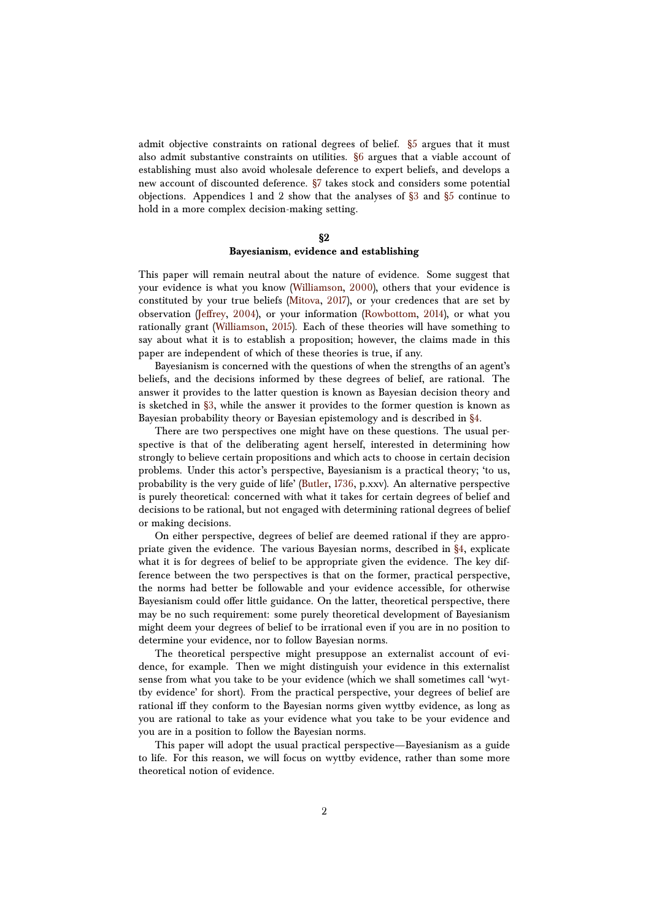admit objective constraints on rational degrees of belief. §5 argues that it must also admit substantive constraints on utilities. §6 argues that a viable account of establishing must also avoid wholesale deference to expert beliefs, and develops a new account of discounted deference. §7 takes stock and considers some potential objections. Appendices 1 and 2 show that the analyses of §3 and §5 continue to hold in a more complex decision-making setting.

## §2
## Bayesianism, evidence and establishing

This paper will remain neutral about the nature of evidence. Some suggest that your evidence is what you know (Williamson, 2000), others that your evidence is constituted by your true beliefs (Mitova, 2017), or your credences that are set by observation (Jeffrey, 2004), or your information (Rowbottom, 2014), or what you rationally grant (Williamson, 2015). Each of these theories will have something to say about what it is to establish a proposition; however, the claims made in this paper are independent of which of these theories is true, if any.

Bayesianism is concerned with the questions of when the strengths of an agent's beliefs, and the decisions informed by these degrees of belief, are rational. The answer it provides to the latter question is known as Bayesian decision theory and is sketched in §3, while the answer it provides to the former question is known as Bayesian probability theory or Bayesian epistemology and is described in §4.

There are two perspectives one might have on these questions. The usual perspective is that of the deliberating agent herself, interested in determining how strongly to believe certain propositions and which acts to choose in certain decision problems. Under this actor's perspective, Bayesianism is a practical theory; 'to us, probability is the very guide of life' (Butler, 1736, p.xxv). An alternative perspective is purely theoretical: concerned with what it takes for certain degrees of belief and decisions to be rational, but not engaged with determining rational degrees of belief or making decisions.

On either perspective, degrees of belief are deemed rational if they are appropriate given the evidence. The various Bayesian norms, described in §4, explicate what it is for degrees of belief to be appropriate given the evidence. The key difference between the two perspectives is that on the former, practical perspective, the norms had better be followable and your evidence accessible, for otherwise Bayesianism could offer little guidance. On the latter, theoretical perspective, there may be no such requirement: some purely theoretical development of Bayesianism might deem your degrees of belief to be irrational even if you are in no position to determine your evidence, nor to follow Bayesian norms.

The theoretical perspective might presuppose an externalist account of evidence, for example. Then we might distinguish your evidence in this externalist sense from what you take to be your evidence (which we shall sometimes call 'wyttby evidence' for short). From the practical perspective, your degrees of belief are rational iff they conform to the Bayesian norms given wyttby evidence, as long as you are rational to take as your evidence what you take to be your evidence and you are in a position to follow the Bayesian norms.

This paper will adopt the usual practical perspective—Bayesianism as a guide to life. For this reason, we will focus on wyttby evidence, rather than some more theoretical notion of evidence.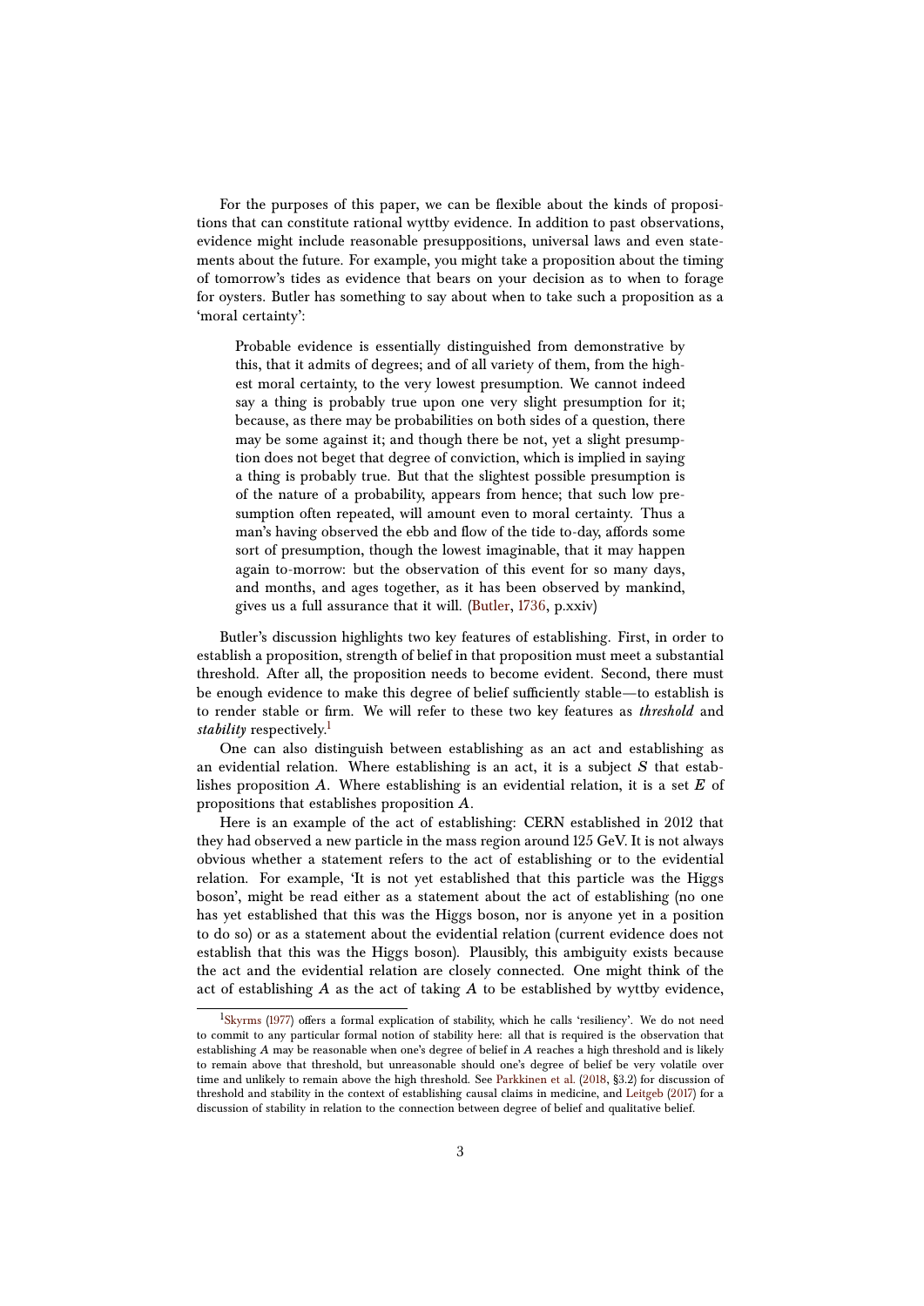For the purposes of this paper, we can be flexible about the kinds of propositions that can constitute rational wyttby evidence. In addition to past observations, evidence might include reasonable presuppositions, universal laws and even statements about the future. For example, you might take a proposition about the timing of tomorrow's tides as evidence that bears on your decision as to when to forage for oysters. Butler has something to say about when to take such a proposition as a 'moral certainty':

> Probable evidence is essentially distinguished from demonstrative by this, that it admits of degrees; and of all variety of them, from the highest moral certainty, to the very lowest presumption. We cannot indeed say a thing is probably true upon one very slight presumption for it; because, as there may be probabilities on both sides of a question, there may be some against it; and though there be not, yet a slight presumption does not beget that degree of conviction, which is implied in saying a thing is probably true. But that the slightest possible presumption is of the nature of a probability, appears from hence; that such low presumption often repeated, will amount even to moral certainty. Thus a man's having observed the ebb and flow of the tide to-day, affords some sort of presumption, though the lowest imaginable, that it may happen again to-morrow: but the observation of this event for so many days, and months, and ages together, as it has been observed by mankind, gives us a full assurance that it will. (Butler, 1736, p.xxiv)

Butler's discussion highlights two key features of establishing. First, in order to establish a proposition, strength of belief in that proposition must meet a substantial threshold. After all, the proposition needs to become evident. Second, there must be enough evidence to make this degree of belief sufficiently stable—to establish is to render stable or firm. We will refer to these two key features as ***threshold*** and ***stability*** respectively.[1]

One can also distinguish between establishing as an act and establishing as an evidential relation. Where establishing is an act, it is a subject $S$ that establishes proposition $A$. Where establishing is an evidential relation, it is a set $E$ of propositions that establishes proposition $A$.

Here is an example of the act of establishing: CERN established in 2012 that they had observed a new particle in the mass region around 125 GeV. It is not always obvious whether a statement refers to the act of establishing or to the evidential relation. For example, 'It is not yet established that this particle was the Higgs boson', might be read either as a statement about the act of establishing (no one has yet established that this was the Higgs boson, nor is anyone yet in a position to do so) or as a statement about the evidential relation (current evidence does not establish that this was the Higgs boson). Plausibly, this ambiguity exists because the act and the evidential relation are closely connected. One might think of the act of establishing $A$ as the act of taking $A$ to be established by wyttby evidence,

[1] Skyrms (1977) offers a formal explication of stability, which he calls 'resiliency'. We do not need to commit to any particular formal notion of stability here: all that is required is the observation that establishing $A$ may be reasonable when one's degree of belief in $A$ reaches a high threshold and is likely to remain above that threshold, but unreasonable should one's degree of belief be very volatile over time and unlikely to remain above the high threshold. See Parkkinen et al. (2018, §3.2) for discussion of threshold and stability in the context of establishing causal claims in medicine, and Leitgeb (2017) for a discussion of stability in relation to the connection between degree of belief and qualitative belief.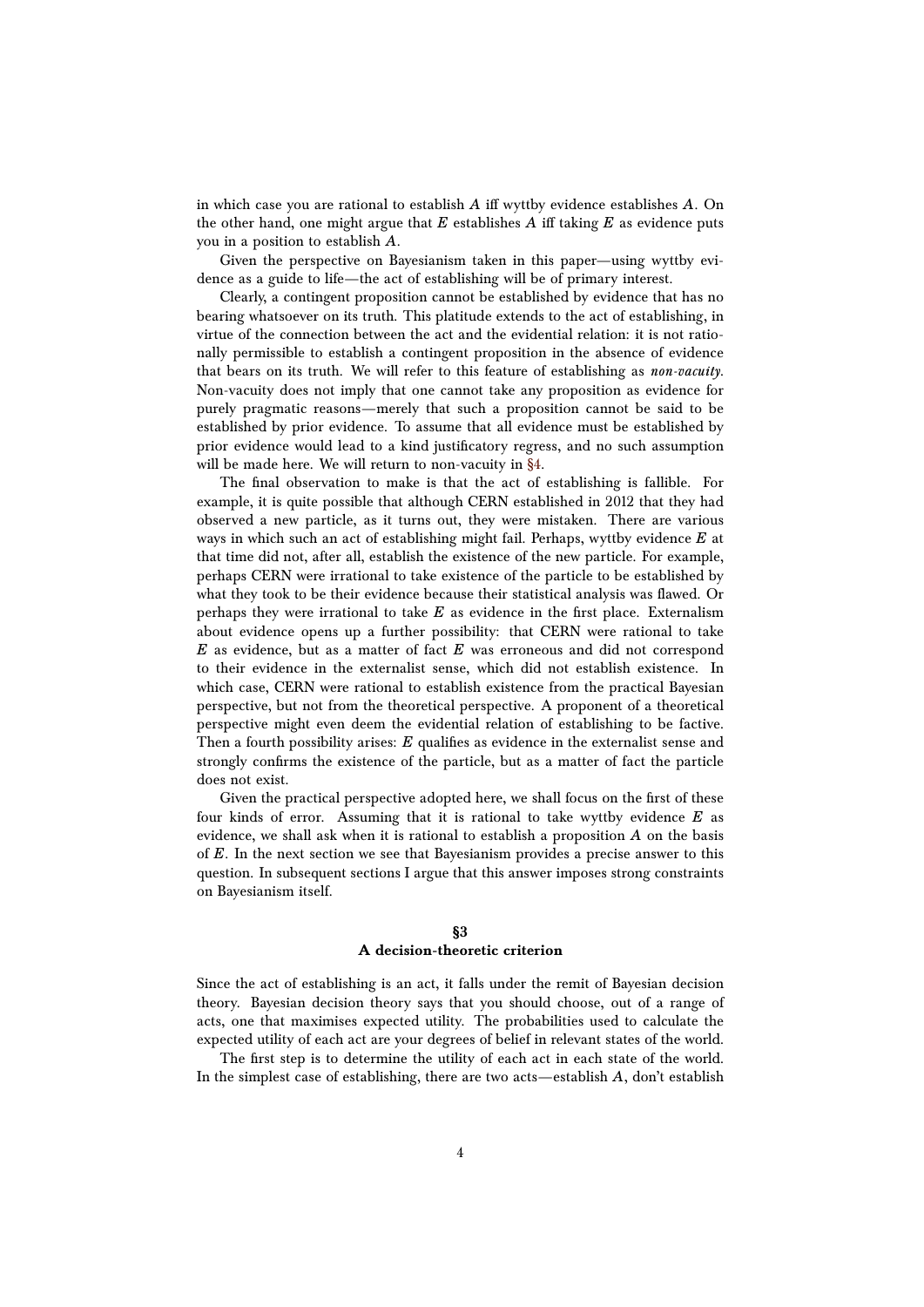in which case you are rational to establish $A$ iff wyttby evidence establishes $A$. On the other hand, one might argue that $E$ establishes $A$ iff taking $E$ as evidence puts you in a position to establish $A$.

Given the perspective on Bayesianism taken in this paper—using wyttby evidence as a guide to life—the act of establishing will be of primary interest.

Clearly, a contingent proposition cannot be established by evidence that has no bearing whatsoever on its truth. This platitude extends to the act of establishing, in virtue of the connection between the act and the evidential relation: it is not rationally permissible to establish a contingent proposition in the absence of evidence that bears on its truth. We will refer to this feature of establishing as ***non-vacuity***. Non-vacuity does not imply that one cannot take any proposition as evidence for purely pragmatic reasons—merely that such a proposition cannot be said to be established by prior evidence. To assume that all evidence must be established by prior evidence would lead to a kind justificatory regress, and no such assumption will be made here. We will return to non-vacuity in §4.

The final observation to make is that the act of establishing is fallible. For example, it is quite possible that although CERN established in 2012 that they had observed a new particle, as it turns out, they were mistaken. There are various ways in which such an act of establishing might fail. Perhaps, wyttby evidence $E$ at that time did not, after all, establish the existence of the new particle. For example, perhaps CERN were irrational to take existence of the particle to be established by what they took to be their evidence because their statistical analysis was flawed. Or perhaps they were irrational to take $E$ as evidence in the first place. Externalism about evidence opens up a further possibility: that CERN were rational to take $E$ as evidence, but as a matter of fact $E$ was erroneous and did not correspond to their evidence in the externalist sense, which did not establish existence. In which case, CERN were rational to establish existence from the practical Bayesian perspective, but not from the theoretical perspective. A proponent of a theoretical perspective might even deem the evidential relation of establishing to be factive. Then a fourth possibility arises: $E$ qualifies as evidence in the externalist sense and strongly confirms the existence of the particle, but as a matter of fact the particle does not exist.

Given the practical perspective adopted here, we shall focus on the first of these four kinds of error. Assuming that it is rational to take wyttby evidence $E$ as evidence, we shall ask when it is rational to establish a proposition $A$ on the basis of $E$. In the next section we see that Bayesianism provides a precise answer to this question. In subsequent sections I argue that this answer imposes strong constraints on Bayesianism itself.

## §3
## A decision-theoretic criterion

Since the act of establishing is an act, it falls under the remit of Bayesian decision theory. Bayesian decision theory says that you should choose, out of a range of acts, one that maximises expected utility. The probabilities used to calculate the expected utility of each act are your degrees of belief in relevant states of the world.

The first step is to determine the utility of each act in each state of the world. In the simplest case of establishing, there are two acts—establish $A$, don't establish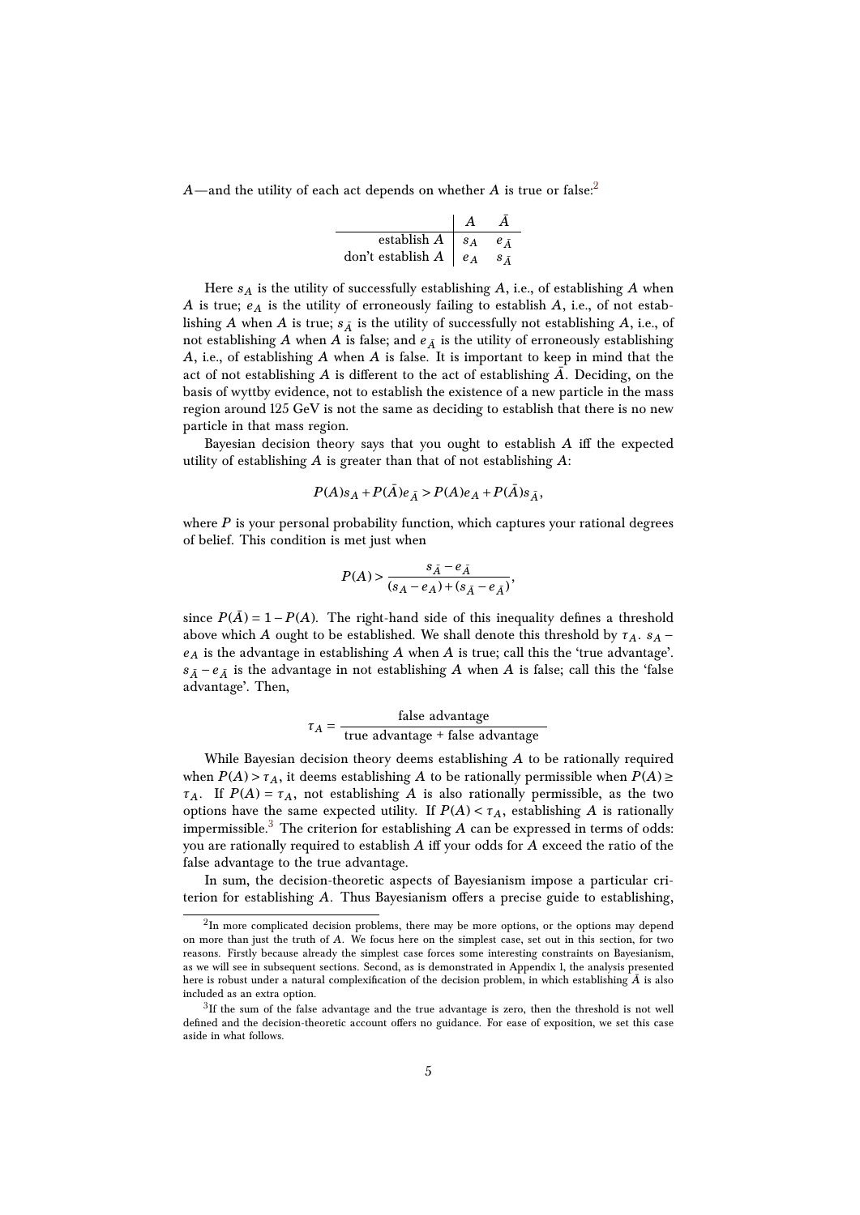$A$—and the utility of each act depends on whether $A$ is true or false:[2]

| | $A$ | $\bar{A}$ |
|---|---|---|
| establish $A$ | $s_A$ | $e_{\bar{A}}$ |
| don't establish $A$ | $e_A$ | $s_{\bar{A}}$ |

Here $s_A$ is the utility of successfully establishing $A$, i.e., of establishing $A$ when $A$ is true; $e_A$ is the utility of erroneously failing to establish $A$, i.e., of not establishing $A$ when $A$ is true; $s_{\bar{A}}$ is the utility of successfully not establishing $A$, i.e., of not establishing $A$ when $A$ is false; and $e_{\bar{A}}$ is the utility of erroneously establishing $A$, i.e., of establishing $A$ when $A$ is false. It is important to keep in mind that the act of not establishing $A$ is different to the act of establishing $\bar{A}$. Deciding, on the basis of wyttby evidence, not to establish the existence of a new particle in the mass region around 125 GeV is not the same as deciding to establish that there is no new particle in that mass region.

Bayesian decision theory says that you ought to establish $A$ iff the expected utility of establishing $A$ is greater than that of not establishing $A$:

$$P(A)s_A + P(\bar{A})e_{\bar{A}} > P(A)e_A + P(\bar{A})s_{\bar{A}},$$

where $P$ is your personal probability function, which captures your rational degrees of belief. This condition is met just when

$$P(A) > \frac{s_{\bar{A}} - e_{\bar{A}}}{(s_A - e_A) + (s_{\bar{A}} - e_{\bar{A}})},$$

since $P(\bar{A}) = 1 - P(A)$. The right-hand side of this inequality defines a threshold above which $A$ ought to be established. We shall denote this threshold by $\tau_A$. $s_A - e_A$ is the advantage in establishing $A$ when $A$ is true; call this the 'true advantage'. $s_{\bar{A}} - e_{\bar{A}}$ is the advantage in not establishing $A$ when $A$ is false; call this the 'false advantage'. Then,

$$\tau_A = \frac{\text{false advantage}}{\text{true advantage + false advantage}}$$

While Bayesian decision theory deems establishing $A$ to be rationally required when $P(A) > \tau_A$, it deems establishing $A$ to be rationally permissible when $P(A) \geq \tau_A$. If $P(A) = \tau_A$, not establishing $A$ is also rationally permissible, as the two options have the same expected utility. If $P(A) < \tau_A$, establishing $A$ is rationally impermissible.[3] The criterion for establishing $A$ can be expressed in terms of odds: you are rationally required to establish $A$ iff your odds for $A$ exceed the ratio of the false advantage to the true advantage.

In sum, the decision-theoretic aspects of Bayesianism impose a particular criterion for establishing $A$. Thus Bayesianism offers a precise guide to establishing,

---

[2] In more complicated decision problems, there may be more options, or the options may depend on more than just the truth of $A$. We focus here on the simplest case, set out in this section, for two reasons. Firstly because already the simplest case forces some interesting constraints on Bayesianism, as we will see in subsequent sections. Second, as is demonstrated in Appendix 1, the analysis presented here is robust under a natural complexification of the decision problem, in which establishing $\bar{A}$ is also included as an extra option.

[3] If the sum of the false advantage and the true advantage is zero, then the threshold is not well defined and the decision-theoretic account offers no guidance. For ease of exposition, we set this case aside in what follows.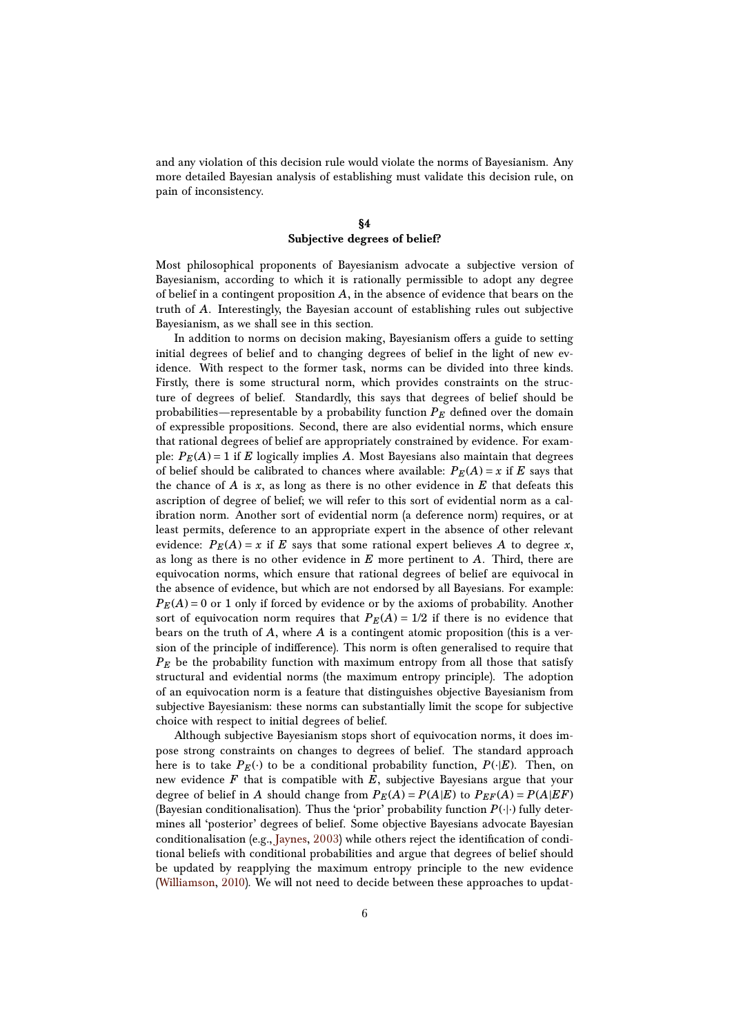and any violation of this decision rule would violate the norms of Bayesianism. Any more detailed Bayesian analysis of establishing must validate this decision rule, on pain of inconsistency.

## §4
## Subjective degrees of belief?

Most philosophical proponents of Bayesianism advocate a subjective version of Bayesianism, according to which it is rationally permissible to adopt any degree of belief in a contingent proposition $A$, in the absence of evidence that bears on the truth of $A$. Interestingly, the Bayesian account of establishing rules out subjective Bayesianism, as we shall see in this section.

In addition to norms on decision making, Bayesianism offers a guide to setting initial degrees of belief and to changing degrees of belief in the light of new evidence. With respect to the former task, norms can be divided into three kinds. Firstly, there is some structural norm, which provides constraints on the structure of degrees of belief. Standardly, this says that degrees of belief should be probabilities—representable by a probability function $P_E$ defined over the domain of expressible propositions. Second, there are also evidential norms, which ensure that rational degrees of belief are appropriately constrained by evidence. For example: $P_E(A) = 1$ if $E$ logically implies $A$. Most Bayesians also maintain that degrees of belief should be calibrated to chances where available: $P_E(A) = x$ if $E$ says that the chance of $A$ is $x$, as long as there is no other evidence in $E$ that defeats this ascription of degree of belief; we will refer to this sort of evidential norm as a calibration norm. Another sort of evidential norm (a deference norm) requires, or at least permits, deference to an appropriate expert in the absence of other relevant evidence: $P_E(A) = x$ if $E$ says that some rational expert believes $A$ to degree $x$, as long as there is no other evidence in $E$ more pertinent to $A$. Third, there are equivocation norms, which ensure that rational degrees of belief are equivocal in the absence of evidence, but which are not endorsed by all Bayesians. For example: $P_E(A) = 0$ or 1 only if forced by evidence or by the axioms of probability. Another sort of equivocation norm requires that $P_E(A) = 1/2$ if there is no evidence that bears on the truth of $A$, where $A$ is a contingent atomic proposition (this is a version of the principle of indifference). This norm is often generalised to require that $P_E$ be the probability function with maximum entropy from all those that satisfy structural and evidential norms (the maximum entropy principle). The adoption of an equivocation norm is a feature that distinguishes objective Bayesianism from subjective Bayesianism: these norms can substantially limit the scope for subjective choice with respect to initial degrees of belief.

Although subjective Bayesianism stops short of equivocation norms, it does impose strong constraints on changes to degrees of belief. The standard approach here is to take $P_E(\cdot)$ to be a conditional probability function, $P(\cdot|E)$. Then, on new evidence $F$ that is compatible with $E$, subjective Bayesians argue that your degree of belief in $A$ should change from $P_E(A) = P(A|E)$ to $P_{EF}(A) = P(A|EF)$ (Bayesian conditionalisation). Thus the 'prior' probability function $P(\cdot|\cdot)$ fully determines all 'posterior' degrees of belief. Some objective Bayesians advocate Bayesian conditionalisation (e.g., Jaynes, 2003) while others reject the identification of conditional beliefs with conditional probabilities and argue that degrees of belief should be updated by reapplying the maximum entropy principle to the new evidence (Williamson, 2010). We will not need to decide between these approaches to updat-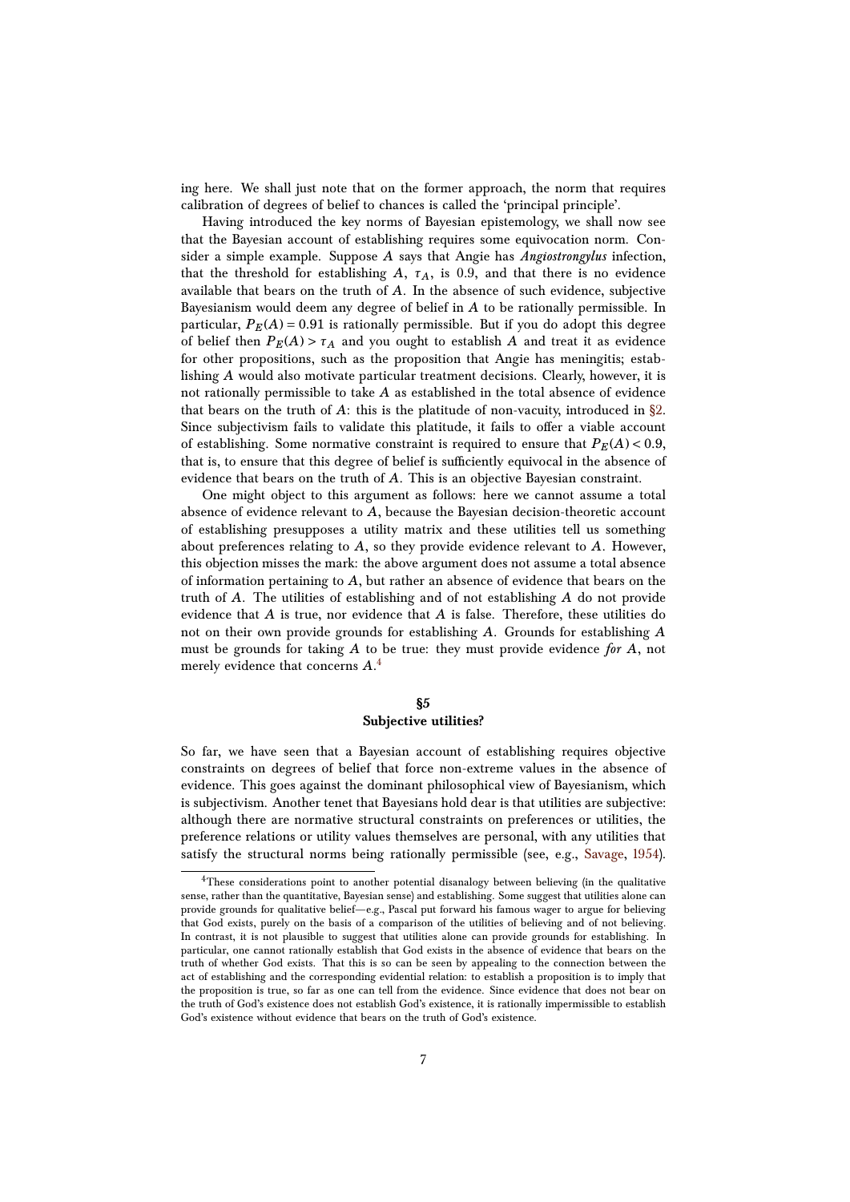ing here. We shall just note that on the former approach, the norm that requires calibration of degrees of belief to chances is called the 'principal principle'.

Having introduced the key norms of Bayesian epistemology, we shall now see that the Bayesian account of establishing requires some equivocation norm. Consider a simple example. Suppose $A$ says that Angie has *Angiostrongylus* infection, that the threshold for establishing $A$, $\tau_A$, is 0.9, and that there is no evidence available that bears on the truth of $A$. In the absence of such evidence, subjective Bayesianism would deem any degree of belief in $A$ to be rationally permissible. In particular, $P_E(A) = 0.91$ is rationally permissible. But if you do adopt this degree of belief then $P_E(A) > \tau_A$ and you ought to establish $A$ and treat it as evidence for other propositions, such as the proposition that Angie has meningitis; establishing $A$ would also motivate particular treatment decisions. Clearly, however, it is not rationally permissible to take $A$ as established in the total absence of evidence that bears on the truth of $A$: this is the platitude of non-vacuity, introduced in §2. Since subjectivism fails to validate this platitude, it fails to offer a viable account of establishing. Some normative constraint is required to ensure that $P_E(A) < 0.9$, that is, to ensure that this degree of belief is sufficiently equivocal in the absence of evidence that bears on the truth of $A$. This is an objective Bayesian constraint.

One might object to this argument as follows: here we cannot assume a total absence of evidence relevant to $A$, because the Bayesian decision-theoretic account of establishing presupposes a utility matrix and these utilities tell us something about preferences relating to $A$, so they provide evidence relevant to $A$. However, this objection misses the mark: the above argument does not assume a total absence of information pertaining to $A$, but rather an absence of evidence that bears on the truth of $A$. The utilities of establishing and of not establishing $A$ do not provide evidence that $A$ is true, nor evidence that $A$ is false. Therefore, these utilities do not on their own provide grounds for establishing $A$. Grounds for establishing $A$ must be grounds for taking $A$ to be true: they must provide evidence *for* $A$, not merely evidence that concerns $A$.[4]

## §5
## Subjective utilities?

So far, we have seen that a Bayesian account of establishing requires objective constraints on degrees of belief that force non-extreme values in the absence of evidence. This goes against the dominant philosophical view of Bayesianism, which is subjectivism. Another tenet that Bayesians hold dear is that utilities are subjective: although there are normative structural constraints on preferences or utilities, the preference relations or utility values themselves are personal, with any utilities that satisfy the structural norms being rationally permissible (see, e.g., Savage, 1954).

[4]These considerations point to another potential disanalogy between believing (in the qualitative sense, rather than the quantitative, Bayesian sense) and establishing. Some suggest that utilities alone can provide grounds for qualitative belief—e.g., Pascal put forward his famous wager to argue for believing that God exists, purely on the basis of a comparison of the utilities of believing and of not believing. In contrast, it is not plausible to suggest that utilities alone can provide grounds for establishing. In particular, one cannot rationally establish that God exists in the absence of evidence that bears on the truth of whether God exists. That this is so can be seen by appealing to the connection between the act of establishing and the corresponding evidential relation: to establish a proposition is to imply that the proposition is true, so far as one can tell from the evidence. Since evidence that does not bear on the truth of God's existence does not establish God's existence, it is rationally impermissible to establish God's existence without evidence that bears on the truth of God's existence.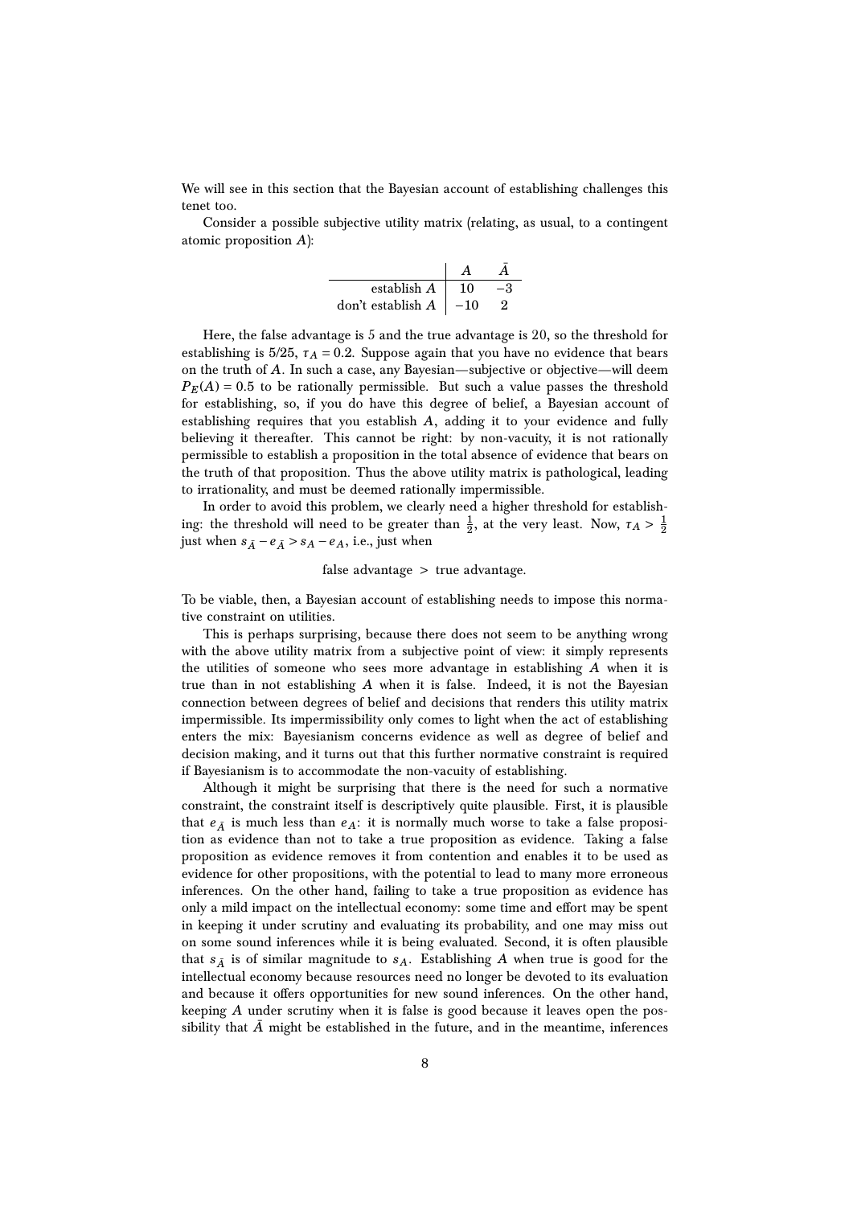We will see in this section that the Bayesian account of establishing challenges this tenet too.

Consider a possible subjective utility matrix (relating, as usual, to a contingent atomic proposition $A$):

| | $A$ | $\bar{A}$ |
|---|---|---|
| establish $A$ | 10 | −3 |
| don't establish $A$ | −10 | 2 |

Here, the false advantage is 5 and the true advantage is 20, so the threshold for establishing is 5/25, $\tau_A = 0.2$. Suppose again that you have no evidence that bears on the truth of $A$. In such a case, any Bayesian—subjective or objective—will deem $P_E(A) = 0.5$ to be rationally permissible. But such a value passes the threshold for establishing, so, if you do have this degree of belief, a Bayesian account of establishing requires that you establish $A$, adding it to your evidence and fully believing it thereafter. This cannot be right: by non-vacuity, it is not rationally permissible to establish a proposition in the total absence of evidence that bears on the truth of that proposition. Thus the above utility matrix is pathological, leading to irrationality, and must be deemed rationally impermissible.

In order to avoid this problem, we clearly need a higher threshold for establishing: the threshold will need to be greater than $\frac{1}{2}$, at the very least. Now, $\tau_A > \frac{1}{2}$ just when $s_{\bar{A}} - e_{\bar{A}} > s_A - e_A$, i.e., just when

$$\text{false advantage} \; > \; \text{true advantage}.$$

To be viable, then, a Bayesian account of establishing needs to impose this normative constraint on utilities.

This is perhaps surprising, because there does not seem to be anything wrong with the above utility matrix from a subjective point of view: it simply represents the utilities of someone who sees more advantage in establishing $A$ when it is true than in not establishing $A$ when it is false. Indeed, it is not the Bayesian connection between degrees of belief and decisions that renders this utility matrix impermissible. Its impermissibility only comes to light when the act of establishing enters the mix: Bayesianism concerns evidence as well as degree of belief and decision making, and it turns out that this further normative constraint is required if Bayesianism is to accommodate the non-vacuity of establishing.

Although it might be surprising that there is the need for such a normative constraint, the constraint itself is descriptively quite plausible. First, it is plausible that $e_{\bar{A}}$ is much less than $e_A$: it is normally much worse to take a false proposition as evidence than not to take a true proposition as evidence. Taking a false proposition as evidence removes it from contention and enables it to be used as evidence for other propositions, with the potential to lead to many more erroneous inferences. On the other hand, failing to take a true proposition as evidence has only a mild impact on the intellectual economy: some time and effort may be spent in keeping it under scrutiny and evaluating its probability, and one may miss out on some sound inferences while it is being evaluated. Second, it is often plausible that $s_{\bar{A}}$ is of similar magnitude to $s_A$. Establishing $A$ when true is good for the intellectual economy because resources need no longer be devoted to its evaluation and because it offers opportunities for new sound inferences. On the other hand, keeping $A$ under scrutiny when it is false is good because it leaves open the possibility that $\bar{A}$ might be established in the future, and in the meantime, inferences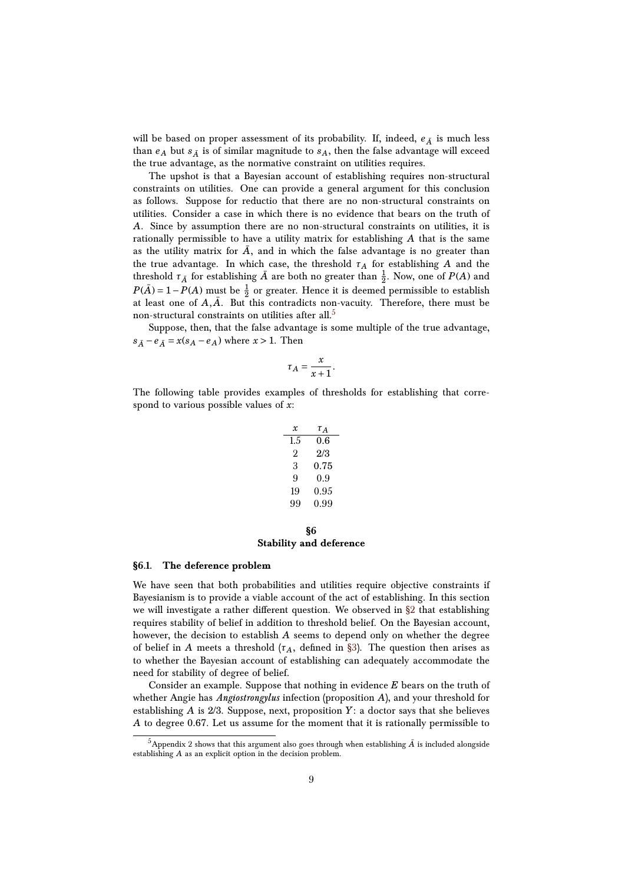will be based on proper assessment of its probability. If, indeed, $e_{\bar{A}}$ is much less than $e_A$ but $s_{\bar{A}}$ is of similar magnitude to $s_A$, then the false advantage will exceed the true advantage, as the normative constraint on utilities requires.

The upshot is that a Bayesian account of establishing requires non-structural constraints on utilities. One can provide a general argument for this conclusion as follows. Suppose for reductio that there are no non-structural constraints on utilities. Consider a case in which there is no evidence that bears on the truth of $A$. Since by assumption there are no non-structural constraints on utilities, it is rationally permissible to have a utility matrix for establishing $A$ that is the same as the utility matrix for $\bar{A}$, and in which the false advantage is no greater than the true advantage. In which case, the threshold $\tau_A$ for establishing $A$ and the threshold $\tau_{\bar{A}}$ for establishing $\bar{A}$ are both no greater than $\frac{1}{2}$. Now, one of $P(A)$ and $P(\bar{A}) = 1 - P(A)$ must be $\frac{1}{2}$ or greater. Hence it is deemed permissible to establish at least one of $A, \bar{A}$. But this contradicts non-vacuity. Therefore, there must be non-structural constraints on utilities after all.[5]

Suppose, then, that the false advantage is some multiple of the true advantage, $s_{\bar{A}} - e_{\bar{A}} = x(s_A - e_A)$ where $x > 1$. Then

$$\tau_A = \frac{x}{x+1}.$$

The following table provides examples of thresholds for establishing that correspond to various possible values of $x$:

| $x$ | $\tau_A$ |
|---|---|
| 1.5 | 0.6 |
| 2 | 2/3 |
| 3 | 0.75 |
| 9 | 0.9 |
| 19 | 0.95 |
| 99 | 0.99 |

## §6
## Stability and deference

### §6.1. The deference problem

We have seen that both probabilities and utilities require objective constraints if Bayesianism is to provide a viable account of the act of establishing. In this section we will investigate a rather different question. We observed in §2 that establishing requires stability of belief in addition to threshold belief. On the Bayesian account, however, the decision to establish $A$ seems to depend only on whether the degree of belief in $A$ meets a threshold ($\tau_A$, defined in §3). The question then arises as to whether the Bayesian account of establishing can adequately accommodate the need for stability of degree of belief.

Consider an example. Suppose that nothing in evidence $E$ bears on the truth of whether Angie has *Angiostrongylus* infection (proposition $A$), and your threshold for establishing $A$ is 2/3. Suppose, next, proposition $Y$: a doctor says that she believes $A$ to degree 0.67. Let us assume for the moment that it is rationally permissible to

[5] Appendix 2 shows that this argument also goes through when establishing $\bar{A}$ is included alongside establishing $A$ as an explicit option in the decision problem.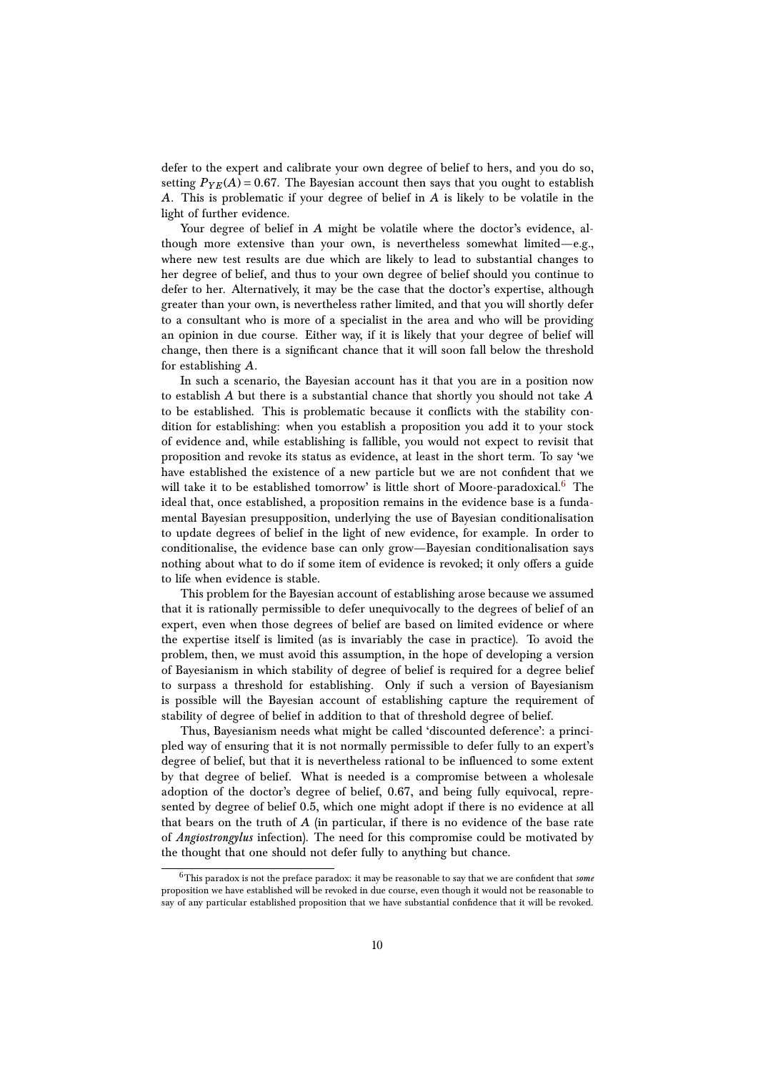defer to the expert and calibrate your own degree of belief to hers, and you do so, setting $P_{YE}(A) = 0.67$. The Bayesian account then says that you ought to establish $A$. This is problematic if your degree of belief in $A$ is likely to be volatile in the light of further evidence.

Your degree of belief in $A$ might be volatile where the doctor's evidence, although more extensive than your own, is nevertheless somewhat limited—e.g., where new test results are due which are likely to lead to substantial changes to her degree of belief, and thus to your own degree of belief should you continue to defer to her. Alternatively, it may be the case that the doctor's expertise, although greater than your own, is nevertheless rather limited, and that you will shortly defer to a consultant who is more of a specialist in the area and who will be providing an opinion in due course. Either way, if it is likely that your degree of belief will change, then there is a significant chance that it will soon fall below the threshold for establishing $A$.

In such a scenario, the Bayesian account has it that you are in a position now to establish $A$ but there is a substantial chance that shortly you should not take $A$ to be established. This is problematic because it conflicts with the stability condition for establishing: when you establish a proposition you add it to your stock of evidence and, while establishing is fallible, you would not expect to revisit that proposition and revoke its status as evidence, at least in the short term. To say 'we have established the existence of a new particle but we are not confident that we will take it to be established tomorrow' is little short of Moore-paradoxical.[6] The ideal that, once established, a proposition remains in the evidence base is a fundamental Bayesian presupposition, underlying the use of Bayesian conditionalisation to update degrees of belief in the light of new evidence, for example. In order to conditionalise, the evidence base can only grow—Bayesian conditionalisation says nothing about what to do if some item of evidence is revoked; it only offers a guide to life when evidence is stable.

This problem for the Bayesian account of establishing arose because we assumed that it is rationally permissible to defer unequivocally to the degrees of belief of an expert, even when those degrees of belief are based on limited evidence or where the expertise itself is limited (as is invariably the case in practice). To avoid the problem, then, we must avoid this assumption, in the hope of developing a version of Bayesianism in which stability of degree of belief is required for a degree belief to surpass a threshold for establishing. Only if such a version of Bayesianism is possible will the Bayesian account of establishing capture the requirement of stability of degree of belief in addition to that of threshold degree of belief.

Thus, Bayesianism needs what might be called 'discounted deference': a principled way of ensuring that it is not normally permissible to defer fully to an expert's degree of belief, but that it is nevertheless rational to be influenced to some extent by that degree of belief. What is needed is a compromise between a wholesale adoption of the doctor's degree of belief, 0.67, and being fully equivocal, represented by degree of belief 0.5, which one might adopt if there is no evidence at all that bears on the truth of $A$ (in particular, if there is no evidence of the base rate of *Angiostrongylus* infection). The need for this compromise could be motivated by the thought that one should not defer fully to anything but chance.

[6] This paradox is not the preface paradox: it may be reasonable to say that we are confident that *some* proposition we have established will be revoked in due course, even though it would not be reasonable to say of any particular established proposition that we have substantial confidence that it will be revoked.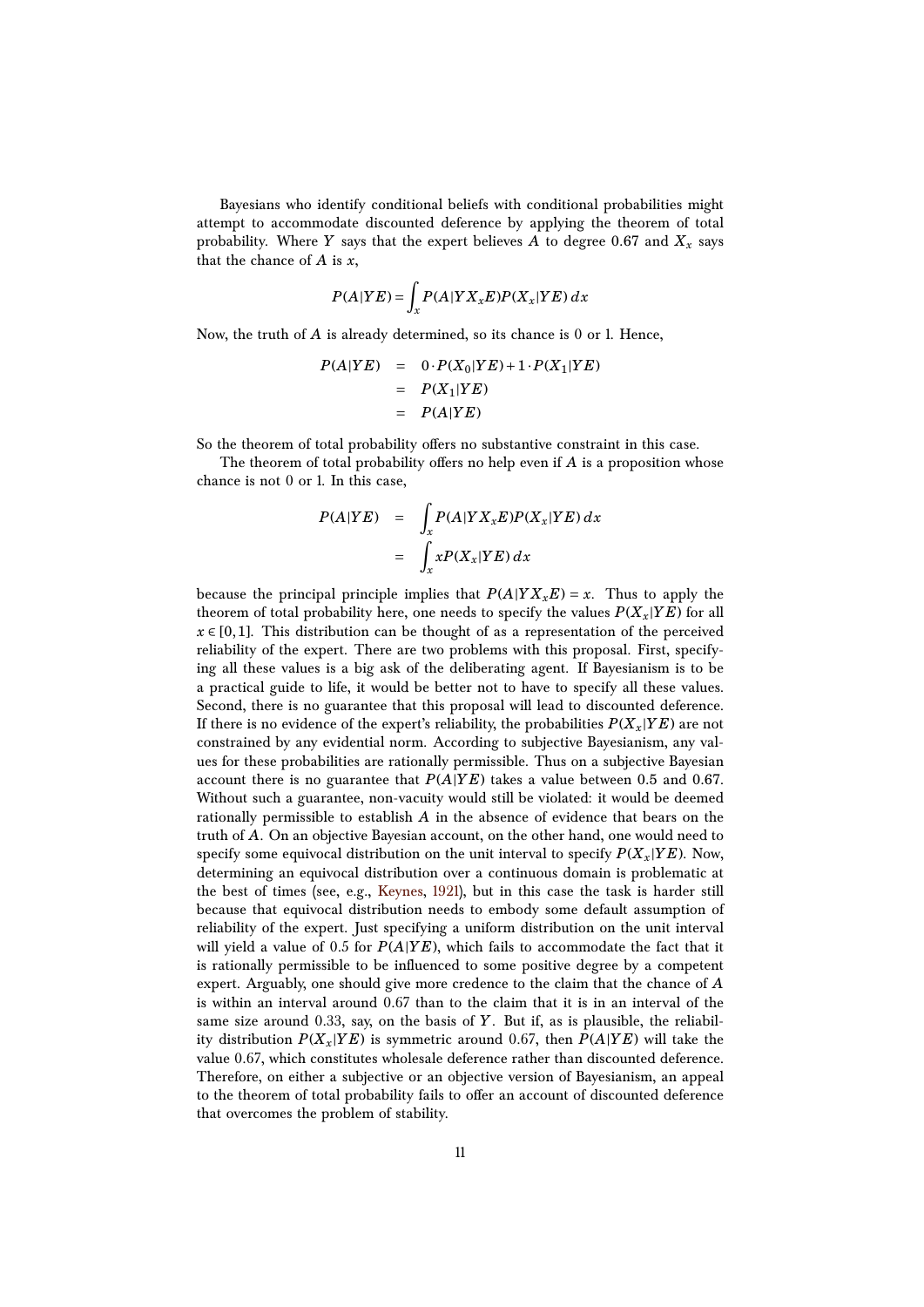Bayesians who identify conditional beliefs with conditional probabilities might attempt to accommodate discounted deference by applying the theorem of total probability. Where $Y$ says that the expert believes $A$ to degree 0.67 and $X_x$ says that the chance of $A$ is $x$,

$$P(A|YE) = \int_x P(A|YX_xE)P(X_x|YE)\,dx$$

Now, the truth of $A$ is already determined, so its chance is 0 or 1. Hence,

$$\begin{aligned} P(A|YE) &= 0 \cdot P(X_0|YE) + 1 \cdot P(X_1|YE) \\ &= P(X_1|YE) \\ &= P(A|YE) \end{aligned}$$

So the theorem of total probability offers no substantive constraint in this case.

The theorem of total probability offers no help even if $A$ is a proposition whose chance is not 0 or 1. In this case,

$$\begin{aligned} P(A|YE) &= \int_x P(A|YX_xE)P(X_x|YE)\,dx \\ &= \int_x xP(X_x|YE)\,dx \end{aligned}$$

because the principal principle implies that $P(A|YX_xE) = x$. Thus to apply the theorem of total probability here, one needs to specify the values $P(X_x|YE)$ for all $x \in [0,1]$. This distribution can be thought of as a representation of the perceived reliability of the expert. There are two problems with this proposal. First, specifying all these values is a big ask of the deliberating agent. If Bayesianism is to be a practical guide to life, it would be better not to have to specify all these values. Second, there is no guarantee that this proposal will lead to discounted deference. If there is no evidence of the expert's reliability, the probabilities $P(X_x|YE)$ are not constrained by any evidential norm. According to subjective Bayesianism, any values for these probabilities are rationally permissible. Thus on a subjective Bayesian account there is no guarantee that $P(A|YE)$ takes a value between 0.5 and 0.67. Without such a guarantee, non-vacuity would still be violated: it would be deemed rationally permissible to establish $A$ in the absence of evidence that bears on the truth of $A$. On an objective Bayesian account, on the other hand, one would need to specify some equivocal distribution on the unit interval to specify $P(X_x|YE)$. Now, determining an equivocal distribution over a continuous domain is problematic at the best of times (see, e.g., Keynes, 1921), but in this case the task is harder still because that equivocal distribution needs to embody some default assumption of reliability of the expert. Just specifying a uniform distribution on the unit interval will yield a value of 0.5 for $P(A|YE)$, which fails to accommodate the fact that it is rationally permissible to be influenced to some positive degree by a competent expert. Arguably, one should give more credence to the claim that the chance of $A$ is within an interval around 0.67 than to the claim that it is in an interval of the same size around 0.33, say, on the basis of $Y$. But if, as is plausible, the reliability distribution $P(X_x|YE)$ is symmetric around 0.67, then $P(A|YE)$ will take the value 0.67, which constitutes wholesale deference rather than discounted deference. Therefore, on either a subjective or an objective version of Bayesianism, an appeal to the theorem of total probability fails to offer an account of discounted deference that overcomes the problem of stability.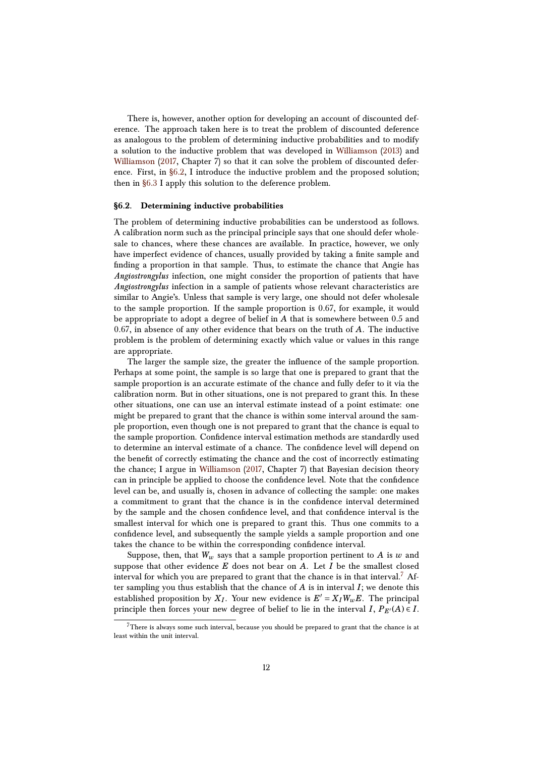There is, however, another option for developing an account of discounted deference. The approach taken here is to treat the problem of discounted deference as analogous to the problem of determining inductive probabilities and to modify a solution to the inductive problem that was developed in Williamson (2013) and Williamson (2017, Chapter 7) so that it can solve the problem of discounted deference. First, in §6.2, I introduce the inductive problem and the proposed solution; then in §6.3 I apply this solution to the deference problem.

### §6.2. Determining inductive probabilities

The problem of determining inductive probabilities can be understood as follows. A calibration norm such as the principal principle says that one should defer wholesale to chances, where these chances are available. In practice, however, we only have imperfect evidence of chances, usually provided by taking a finite sample and finding a proportion in that sample. Thus, to estimate the chance that Angie has *Angiostrongylus* infection, one might consider the proportion of patients that have *Angiostrongylus* infection in a sample of patients whose relevant characteristics are similar to Angie's. Unless that sample is very large, one should not defer wholesale to the sample proportion. If the sample proportion is 0.67, for example, it would be appropriate to adopt a degree of belief in $A$ that is somewhere between 0.5 and 0.67, in absence of any other evidence that bears on the truth of $A$. The inductive problem is the problem of determining exactly which value or values in this range are appropriate.

The larger the sample size, the greater the influence of the sample proportion. Perhaps at some point, the sample is so large that one is prepared to grant that the sample proportion is an accurate estimate of the chance and fully defer to it via the calibration norm. But in other situations, one is not prepared to grant this. In these other situations, one can use an interval estimate instead of a point estimate: one might be prepared to grant that the chance is within some interval around the sample proportion, even though one is not prepared to grant that the chance is equal to the sample proportion. Confidence interval estimation methods are standardly used to determine an interval estimate of a chance. The confidence level will depend on the benefit of correctly estimating the chance and the cost of incorrectly estimating the chance; I argue in Williamson (2017, Chapter 7) that Bayesian decision theory can in principle be applied to choose the confidence level. Note that the confidence level can be, and usually is, chosen in advance of collecting the sample: one makes a commitment to grant that the chance is in the confidence interval determined by the sample and the chosen confidence level, and that confidence interval is the smallest interval for which one is prepared to grant this. Thus one commits to a confidence level, and subsequently the sample yields a sample proportion and one takes the chance to be within the corresponding confidence interval.

Suppose, then, that $W_w$ says that a sample proportion pertinent to $A$ is $w$ and suppose that other evidence $E$ does not bear on $A$. Let $I$ be the smallest closed interval for which you are prepared to grant that the chance is in that interval.[7] After sampling you thus establish that the chance of $A$ is in interval $I$; we denote this established proposition by $X_I$. Your new evidence is $E' = X_I W_w E$. The principal principle then forces your new degree of belief to lie in the interval $I$, $P_{E'}(A) \in I$.

[7] There is always some such interval, because you should be prepared to grant that the chance is at least within the unit interval.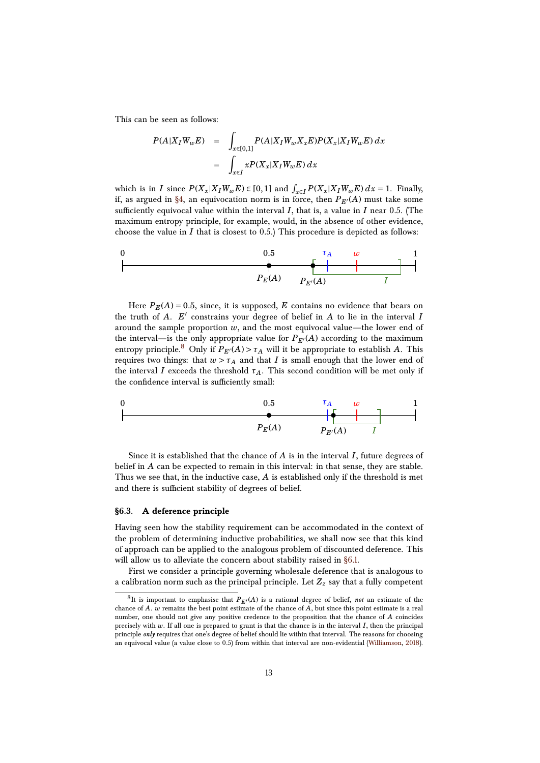This can be seen as follows:

$$
\begin{aligned}
P(A|X_I W_w E) &= \int_{x\in[0,1]} P(A|X_I W_w X_x E) P(X_x|X_I W_w E)\, dx \\
&= \int_{x\in I} x P(X_x|X_I W_w E)\, dx
\end{aligned}
$$

which is in $I$ since $P(X_x|X_I W_w E) \in [0,1]$ and $\int_{x\in I} P(X_x|X_I W_w E)\, dx = 1$. Finally, if, as argued in §4, an equivocation norm is in force, then $P_{E'}(A)$ must take some sufficiently equivocal value within the interval $I$, that is, a value in $I$ near 0.5. (The maximum entropy principle, for example, would, in the absence of other evidence, choose the value in $I$ that is closest to 0.5.) This procedure is depicted as follows:

Here $P_E(A) = 0.5$, since, it is supposed, $E$ contains no evidence that bears on the truth of $A$. $E'$ constrains your degree of belief in $A$ to lie in the interval $I$ around the sample proportion $w$, and the most equivocal value—the lower end of the interval—is the only appropriate value for $P_{E'}(A)$ according to the maximum entropy principle.[8] Only if $P_{E'}(A) > \tau_A$ will it be appropriate to establish $A$. This requires two things: that $w > \tau_A$ and that $I$ is small enough that the lower end of the interval $I$ exceeds the threshold $\tau_A$. This second condition will be met only if the confidence interval is sufficiently small:

Since it is established that the chance of $A$ is in the interval $I$, future degrees of belief in $A$ can be expected to remain in this interval: in that sense, they are stable. Thus we see that, in the inductive case, $A$ is established only if the threshold is met and there is sufficient stability of degrees of belief.

### §6.3. A deference principle

Having seen how the stability requirement can be accommodated in the context of the problem of determining inductive probabilities, we shall now see that this kind of approach can be applied to the analogous problem of discounted deference. This will allow us to alleviate the concern about stability raised in §6.1.

First we consider a principle governing wholesale deference that is analogous to a calibration norm such as the principal principle. Let $Z_z$ say that a fully competent

[8] It is important to emphasise that $P_{E'}(A)$ is a rational degree of belief, *not* an estimate of the chance of $A$. $w$ remains the best point estimate of the chance of $A$, but since this point estimate is a real number, one should not give any positive credence to the proposition that the chance of $A$ coincides precisely with $w$. If all one is prepared to grant is that the chance is in the interval $I$, then the principal principle *only* requires that one's degree of belief should lie within that interval. The reasons for choosing an equivocal value (a value close to 0.5) from within that interval are non-evidential (Williamson, 2018).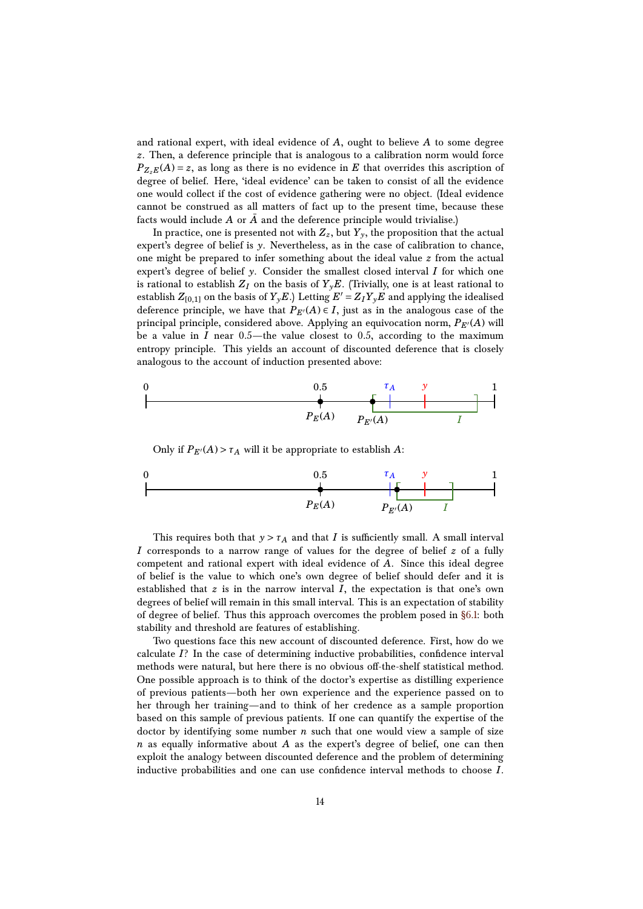and rational expert, with ideal evidence of $A$, ought to believe $A$ to some degree $z$. Then, a deference principle that is analogous to a calibration norm would force $P_{Z_z E}(A) = z$, as long as there is no evidence in $E$ that overrides this ascription of degree of belief. Here, 'ideal evidence' can be taken to consist of all the evidence one would collect if the cost of evidence gathering were no object. (Ideal evidence cannot be construed as all matters of fact up to the present time, because these facts would include $A$ or $\bar{A}$ and the deference principle would trivialise.)

In practice, one is presented not with $Z_z$, but $Y_y$, the proposition that the actual expert's degree of belief is $y$. Nevertheless, as in the case of calibration to chance, one might be prepared to infer something about the ideal value $z$ from the actual expert's degree of belief $y$. Consider the smallest closed interval $I$ for which one is rational to establish $Z_I$ on the basis of $Y_y E$. (Trivially, one is at least rational to establish $Z_{[0,1]}$ on the basis of $Y_y E$.) Letting $E' = Z_I Y_y E$ and applying the idealised deference principle, we have that $P_{E'}(A) \in I$, just as in the analogous case of the principal principle, considered above. Applying an equivocation norm, $P_{E'}(A)$ will be a value in $I$ near 0.5—the value closest to 0.5, according to the maximum entropy principle. This yields an account of discounted deference that is closely analogous to the account of induction presented above:

Only if $P_{E'}(A) > \tau_A$ will it be appropriate to establish $A$:

This requires both that $y > \tau_A$ and that $I$ is sufficiently small. A small interval $I$ corresponds to a narrow range of values for the degree of belief $z$ of a fully competent and rational expert with ideal evidence of $A$. Since this ideal degree of belief is the value to which one's own degree of belief should defer and it is established that $z$ is in the narrow interval $I$, the expectation is that one's own degrees of belief will remain in this small interval. This is an expectation of stability of degree of belief. Thus this approach overcomes the problem posed in §6.1: both stability and threshold are features of establishing.

Two questions face this new account of discounted deference. First, how do we calculate $I$? In the case of determining inductive probabilities, confidence interval methods were natural, but here there is no obvious off-the-shelf statistical method. One possible approach is to think of the doctor's expertise as distilling experience of previous patients—both her own experience and the experience passed on to her through her training—and to think of her credence as a sample proportion based on this sample of previous patients. If one can quantify the expertise of the doctor by identifying some number $n$ such that one would view a sample of size $n$ as equally informative about $A$ as the expert's degree of belief, one can then exploit the analogy between discounted deference and the problem of determining inductive probabilities and one can use confidence interval methods to choose $I$.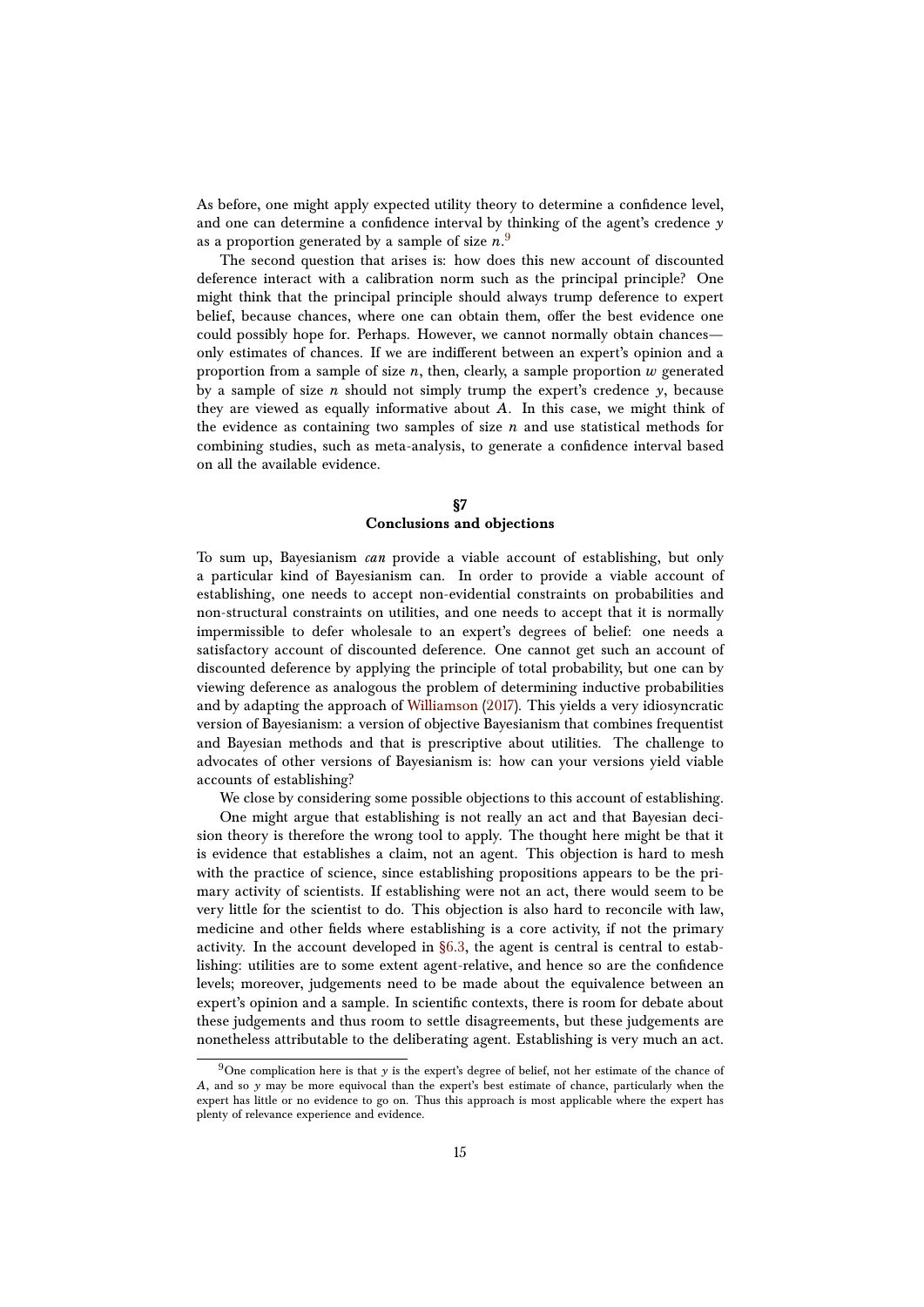As before, one might apply expected utility theory to determine a confidence level, and one can determine a confidence interval by thinking of the agent's credence $y$ as a proportion generated by a sample of size $n$.[9]

The second question that arises is: how does this new account of discounted deference interact with a calibration norm such as the principal principle? One might think that the principal principle should always trump deference to expert belief, because chances, where one can obtain them, offer the best evidence one could possibly hope for. Perhaps. However, we cannot normally obtain chances—only estimates of chances. If we are indifferent between an expert's opinion and a proportion from a sample of size $n$, then, clearly, a sample proportion $w$ generated by a sample of size $n$ should not simply trump the expert's credence $y$, because they are viewed as equally informative about $A$. In this case, we might think of the evidence as containing two samples of size $n$ and use statistical methods for combining studies, such as meta-analysis, to generate a confidence interval based on all the available evidence.

## §7
## Conclusions and objections

To sum up, Bayesianism *can* provide a viable account of establishing, but only a particular kind of Bayesianism can. In order to provide a viable account of establishing, one needs to accept non-evidential constraints on probabilities and non-structural constraints on utilities, and one needs to accept that it is normally impermissible to defer wholesale to an expert's degrees of belief: one needs a satisfactory account of discounted deference. One cannot get such an account of discounted deference by applying the principle of total probability, but one can by viewing deference as analogous the problem of determining inductive probabilities and by adapting the approach of Williamson (2017). This yields a very idiosyncratic version of Bayesianism: a version of objective Bayesianism that combines frequentist and Bayesian methods and that is prescriptive about utilities. The challenge to advocates of other versions of Bayesianism is: how can your versions yield viable accounts of establishing?

We close by considering some possible objections to this account of establishing.

One might argue that establishing is not really an act and that Bayesian decision theory is therefore the wrong tool to apply. The thought here might be that it is evidence that establishes a claim, not an agent. This objection is hard to mesh with the practice of science, since establishing propositions appears to be the primary activity of scientists. If establishing were not an act, there would seem to be very little for the scientist to do. This objection is also hard to reconcile with law, medicine and other fields where establishing is a core activity, if not the primary activity. In the account developed in §6.3, the agent is central is central to establishing: utilities are to some extent agent-relative, and hence so are the confidence levels; moreover, judgements need to be made about the equivalence between an expert's opinion and a sample. In scientific contexts, there is room for debate about these judgements and thus room to settle disagreements, but these judgements are nonetheless attributable to the deliberating agent. Establishing is very much an act.

[9] One complication here is that $y$ is the expert's degree of belief, not her estimate of the chance of $A$, and so $y$ may be more equivocal than the expert's best estimate of chance, particularly when the expert has little or no evidence to go on. Thus this approach is most applicable where the expert has plenty of relevance experience and evidence.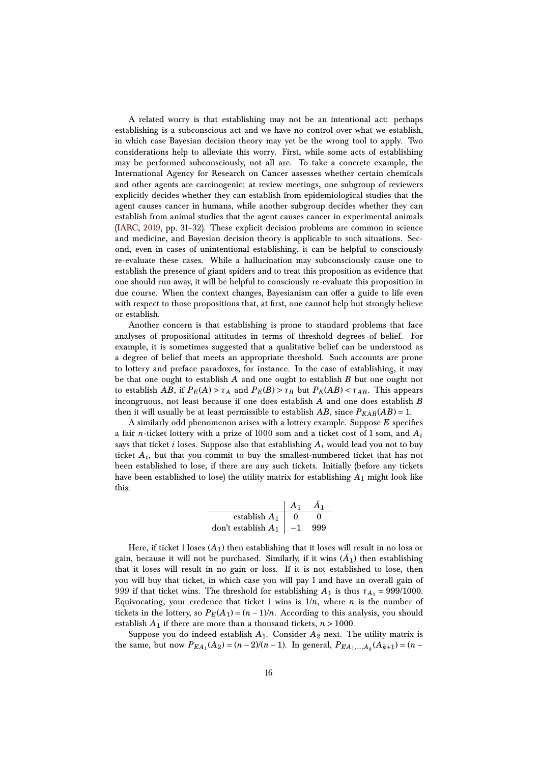A related worry is that establishing may not be an intentional act: perhaps establishing is a subconscious act and we have no control over what we establish, in which case Bayesian decision theory may yet be the wrong tool to apply. Two considerations help to alleviate this worry. First, while some acts of establishing may be performed subconsciously, not all are. To take a concrete example, the International Agency for Research on Cancer assesses whether certain chemicals and other agents are carcinogenic: at review meetings, one subgroup of reviewers explicitly decides whether they can establish from epidemiological studies that the agent causes cancer in humans, while another subgroup decides whether they can establish from animal studies that the agent causes cancer in experimental animals (IARC, 2019, pp. 31–32). These explicit decision problems are common in science and medicine, and Bayesian decision theory is applicable to such situations. Second, even in cases of unintentional establishing, it can be helpful to consciously re-evaluate these cases. While a hallucination may subconsciously cause one to establish the presence of giant spiders and to treat this proposition as evidence that one should run away, it will be helpful to consciously re-evaluate this proposition in due course. When the context changes, Bayesianism can offer a guide to life even with respect to those propositions that, at first, one cannot help but strongly believe or establish.

Another concern is that establishing is prone to standard problems that face analyses of propositional attitudes in terms of threshold degrees of belief. For example, it is sometimes suggested that a qualitative belief can be understood as a degree of belief that meets an appropriate threshold. Such accounts are prone to lottery and preface paradoxes, for instance. In the case of establishing, it may be that one ought to establish $A$ and one ought to establish $B$ but one ought not to establish $AB$, if $P_E(A) > \tau_A$ and $P_E(B) > \tau_B$ but $P_E(AB) < \tau_{AB}$. This appears incongruous, not least because if one does establish $A$ and one does establish $B$ then it will usually be at least permissible to establish $AB$, since $P_{EAB}(AB) = 1$.

A similarly odd phenomenon arises with a lottery example. Suppose $E$ specifies a fair $n$-ticket lottery with a prize of 1000 som and a ticket cost of 1 som, and $A_i$ says that ticket $i$ loses. Suppose also that establishing $A_i$ would lead you not to buy ticket $A_i$, but that you commit to buy the smallest-numbered ticket that has not been established to lose, if there are any such tickets. Initially (before any tickets have been established to lose) the utility matrix for establishing $A_1$ might look like this:

| | $A_1$ | $\bar{A}_1$ |
|---|---|---|
| establish $A_1$ | 0 | 0 |
| don't establish $A_1$ | $-1$ | 999 |

Here, if ticket 1 loses ($A_1$) then establishing that it loses will result in no loss or gain, because it will not be purchased. Similarly, if it wins ($\bar{A}_1$) then establishing that it loses will result in no gain or loss. If it is not established to lose, then you will buy that ticket, in which case you will pay 1 and have an overall gain of 999 if that ticket wins. The threshold for establishing $A_1$ is thus $\tau_{A_1} = 999/1000$. Equivocating, your credence that ticket 1 wins is $1/n$, where $n$ is the number of tickets in the lottery, so $P_E(A_1) = (n-1)/n$. According to this analysis, you should establish $A_1$ if there are more than a thousand tickets, $n > 1000$.

Suppose you do indeed establish $A_1$. Consider $A_2$ next. The utility matrix is the same, but now $P_{EA_1}(A_2) = (n-2)/(n-1)$. In general, $P_{EA_1,\ldots,A_k}(A_{k+1}) = (n-$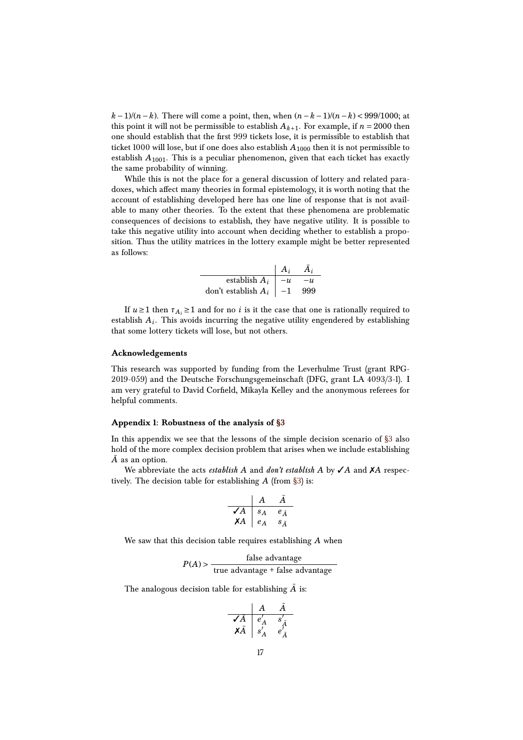$k-1)/(n-k)$. There will come a point, then, when $(n-k-1)/(n-k) < 999/1000$; at this point it will not be permissible to establish $A_{k+1}$. For example, if $n = 2000$ then one should establish that the first 999 tickets lose, it is permissible to establish that ticket 1000 will lose, but if one does also establish $A_{1000}$ then it is not permissible to establish $A_{1001}$. This is a peculiar phenomenon, given that each ticket has exactly the same probability of winning.

While this is not the place for a general discussion of lottery and related paradoxes, which affect many theories in formal epistemology, it is worth noting that the account of establishing developed here has one line of response that is not available to many other theories. To the extent that these phenomena are problematic consequences of decisions to establish, they have negative utility. It is possible to take this negative utility into account when deciding whether to establish a proposition. Thus the utility matrices in the lottery example might be better represented as follows:

| | $A_i$ | $\bar{A}_i$ |
|---|---|---|
| establish $A_i$ | $-u$ | $-u$ |
| don't establish $A_i$ | $-1$ | $999$ |

If $u \geq 1$ then $\tau_{A_i} \geq 1$ and for no $i$ is it the case that one is rationally required to establish $A_i$. This avoids incurring the negative utility engendered by establishing that some lottery tickets will lose, but not others.

### Acknowledgements

This research was supported by funding from the Leverhulme Trust (grant RPG-2019-059) and the Deutsche Forschungsgemeinschaft (DFG, grant LA 4093/3-1). I am very grateful to David Corfield, Mikayla Kelley and the anonymous referees for helpful comments.

### Appendix 1: Robustness of the analysis of §3

In this appendix we see that the lessons of the simple decision scenario of §3 also hold of the more complex decision problem that arises when we include establishing $\bar{A}$ as an option.

We abbreviate the acts *establish* $A$ and *don't establish* $A$ by ✓$A$ and ✗$A$ respectively. The decision table for establishing $A$ (from §3) is:

| | $A$ | $\bar{A}$ |
|---|---|---|
| ✓$A$ | $s_A$ | $e_{\bar{A}}$ |
| ✗$A$ | $e_A$ | $s_{\bar{A}}$ |

We saw that this decision table requires establishing $A$ when

$$P(A) > \frac{\text{false advantage}}{\text{true advantage} + \text{false advantage}}$$

The analogous decision table for establishing $\bar{A}$ is:

| | $A$ | $\bar{A}$ |
|---|---|---|
| ✓$\bar{A}$ | $e'_A$ | $s'_{\bar{A}}$ |
| ✗$\bar{A}$ | $s'_A$ | $e'_{\bar{A}}$ |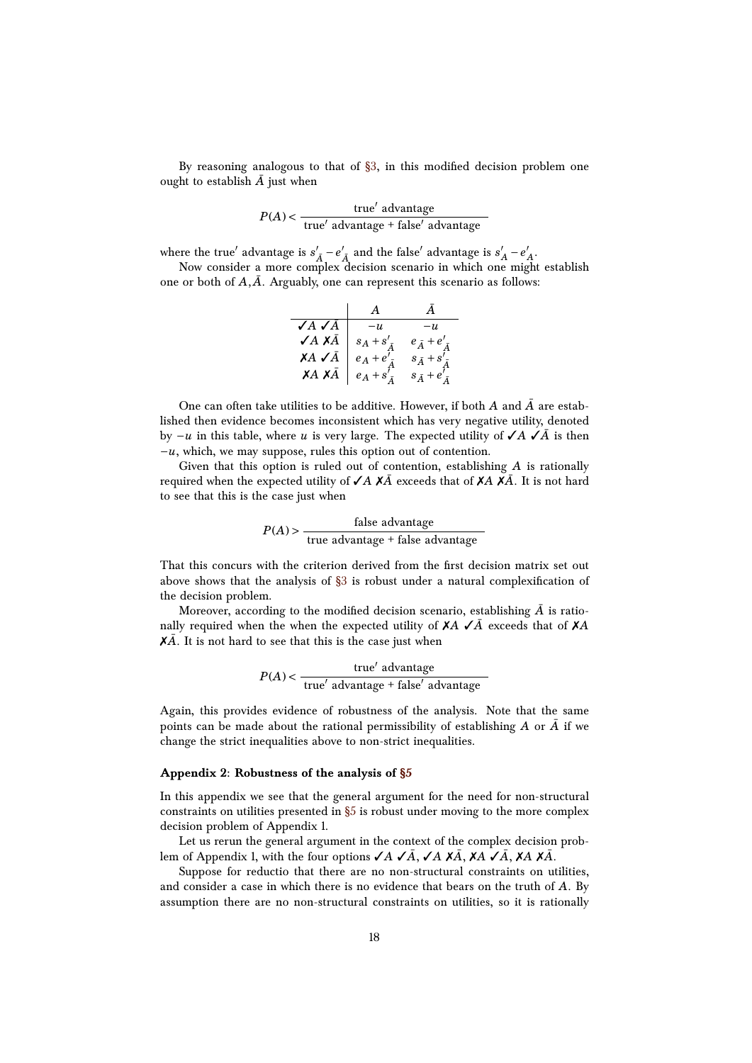By reasoning analogous to that of §3, in this modified decision problem one ought to establish $\bar{A}$ just when

$$P(A) < \frac{\text{true}' \text{ advantage}}{\text{true}' \text{ advantage} + \text{false}' \text{ advantage}}$$

where the true′ advantage is $s'_{\bar{A}} - e'_{\bar{A}}$ and the false′ advantage is $s'_A - e'_A$.

Now consider a more complex decision scenario in which one might establish one or both of $A, \bar{A}$. Arguably, one can represent this scenario as follows:

| | $A$ | $\bar{A}$ |
|---|---|---|
| ✓$A$ ✓$\bar{A}$ | $-u$ | $-u$ |
| ✓$A$ ✗$\bar{A}$ | $s_A + s'_{\bar{A}}$ | $e_{\bar{A}} + e'_{\bar{A}}$ |
| ✗$A$ ✓$\bar{A}$ | $e_A + e'_{\bar{A}}$ | $s_{\bar{A}} + s'_{\bar{A}}$ |
| ✗$A$ ✗$\bar{A}$ | $e_A + s'_{\bar{A}}$ | $s_{\bar{A}} + e'_{\bar{A}}$ |

One can often take utilities to be additive. However, if both $A$ and $\bar{A}$ are established then evidence becomes inconsistent which has very negative utility, denoted by $-u$ in this table, where $u$ is very large. The expected utility of ✓$A$ ✓$\bar{A}$ is then $-u$, which, we may suppose, rules this option out of contention.

Given that this option is ruled out of contention, establishing $A$ is rationally required when the expected utility of ✓$A$ ✗$\bar{A}$ exceeds that of ✗$A$ ✗$\bar{A}$. It is not hard to see that this is the case just when

$$P(A) > \frac{\text{false advantage}}{\text{true advantage} + \text{false advantage}}$$

That this concurs with the criterion derived from the first decision matrix set out above shows that the analysis of §3 is robust under a natural complexification of the decision problem.

Moreover, according to the modified decision scenario, establishing $\bar{A}$ is rationally required when the when the expected utility of ✗$A$ ✓$\bar{A}$ exceeds that of ✗$A$ ✗$\bar{A}$. It is not hard to see that this is the case just when

$$P(A) < \frac{\text{true}' \text{ advantage}}{\text{true}' \text{ advantage} + \text{false}' \text{ advantage}}$$

Again, this provides evidence of robustness of the analysis. Note that the same points can be made about the rational permissibility of establishing $A$ or $\bar{A}$ if we change the strict inequalities above to non-strict inequalities.

### Appendix 2: Robustness of the analysis of §5

In this appendix we see that the general argument for the need for non-structural constraints on utilities presented in §5 is robust under moving to the more complex decision problem of Appendix 1.

Let us rerun the general argument in the context of the complex decision problem of Appendix 1, with the four options ✓$A$ ✓$\bar{A}$, ✓$A$ ✗$\bar{A}$, ✗$A$ ✓$\bar{A}$, ✗$A$ ✗$\bar{A}$.

Suppose for reductio that there are no non-structural constraints on utilities, and consider a case in which there is no evidence that bears on the truth of $A$. By assumption there are no non-structural constraints on utilities, so it is rationally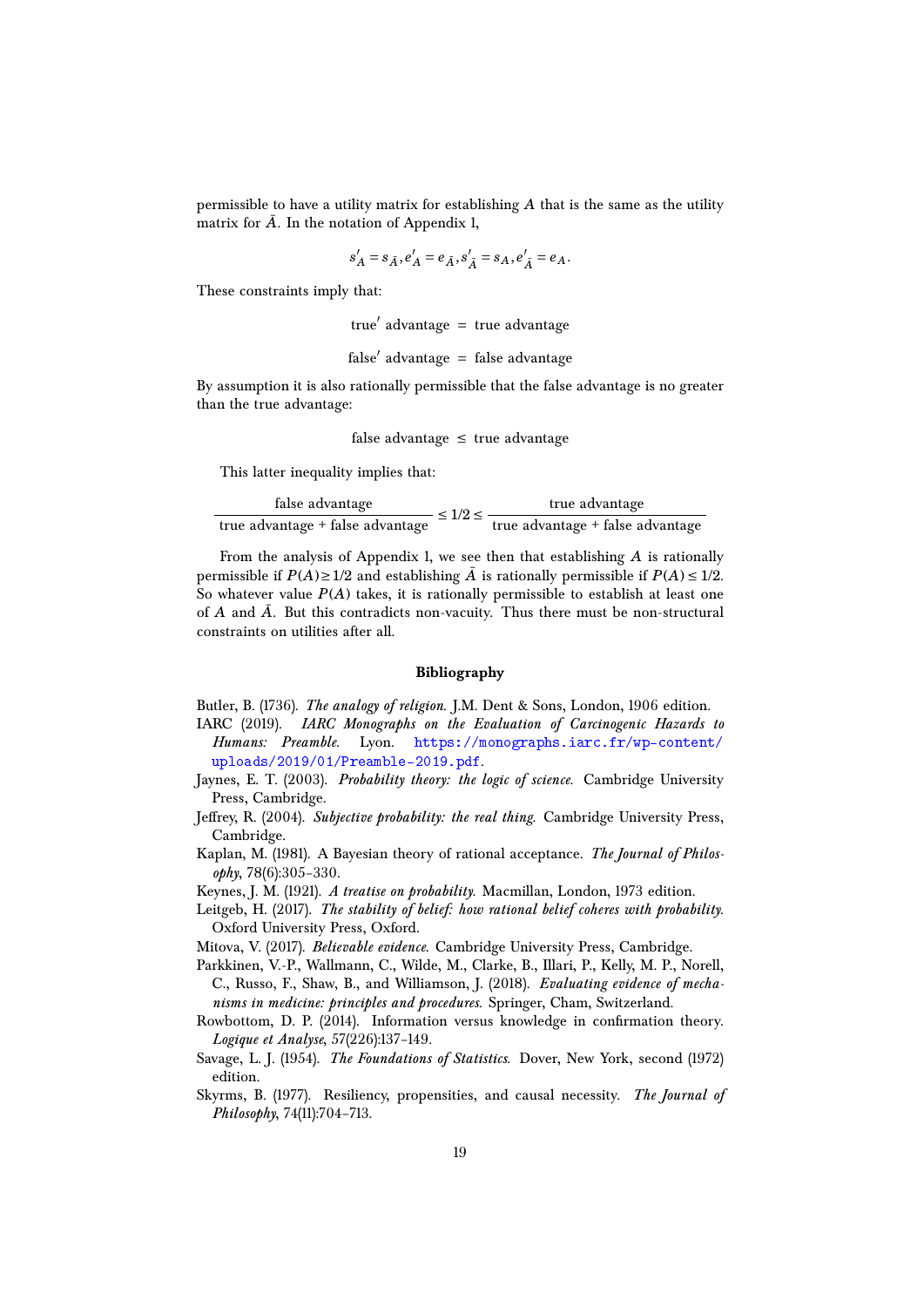permissible to have a utility matrix for establishing $A$ that is the same as the utility matrix for $\bar{A}$. In the notation of Appendix 1,

$$s'_A = s_{\bar{A}}, e'_A = e_{\bar{A}}, s'_{\bar{A}} = s_A, e'_{\bar{A}} = e_A.$$

These constraints imply that:

$$\text{true}' \text{ advantage } = \text{ true advantage}$$

$$\text{false}' \text{ advantage } = \text{ false advantage}$$

By assumption it is also rationally permissible that the false advantage is no greater than the true advantage:

$$\text{false advantage } \leq \text{ true advantage}$$

This latter inequality implies that:

$$\frac{\text{false advantage}}{\text{true advantage + false advantage}} \leq 1/2 \leq \frac{\text{true advantage}}{\text{true advantage + false advantage}}$$

From the analysis of Appendix 1, we see then that establishing $A$ is rationally permissible if $P(A) \geq 1/2$ and establishing $\bar{A}$ is rationally permissible if $P(A) \leq 1/2$. So whatever value $P(A)$ takes, it is rationally permissible to establish at least one of $A$ and $\bar{A}$. But this contradicts non-vacuity. Thus there must be non-structural constraints on utilities after all.

## Bibliography

Butler, B. (1736). *The analogy of religion*. J.M. Dent & Sons, London, 1906 edition.

IARC (2019). *IARC Monographs on the Evaluation of Carcinogenic Hazards to Humans: Preamble*. Lyon. https://monographs.iarc.fr/wp-content/uploads/2019/01/Preamble-2019.pdf.

Jaynes, E. T. (2003). *Probability theory: the logic of science*. Cambridge University Press, Cambridge.

Jeffrey, R. (2004). *Subjective probability: the real thing*. Cambridge University Press, Cambridge.

Kaplan, M. (1981). A Bayesian theory of rational acceptance. *The Journal of Philosophy*, 78(6):305–330.

Keynes, J. M. (1921). *A treatise on probability*. Macmillan, London, 1973 edition.

Leitgeb, H. (2017). *The stability of belief: how rational belief coheres with probability*. Oxford University Press, Oxford.

Mitova, V. (2017). *Believable evidence*. Cambridge University Press, Cambridge.

Parkkinen, V.-P., Wallmann, C., Wilde, M., Clarke, B., Illari, P., Kelly, M. P., Norell, C., Russo, F., Shaw, B., and Williamson, J. (2018). *Evaluating evidence of mechanisms in medicine: principles and procedures*. Springer, Cham, Switzerland.

Rowbottom, D. P. (2014). Information versus knowledge in confirmation theory. *Logique et Analyse*, 57(226):137–149.

Savage, L. J. (1954). *The Foundations of Statistics*. Dover, New York, second (1972) edition.

Skyrms, B. (1977). Resiliency, propensities, and causal necessity. *The Journal of Philosophy*, 74(11):704–713.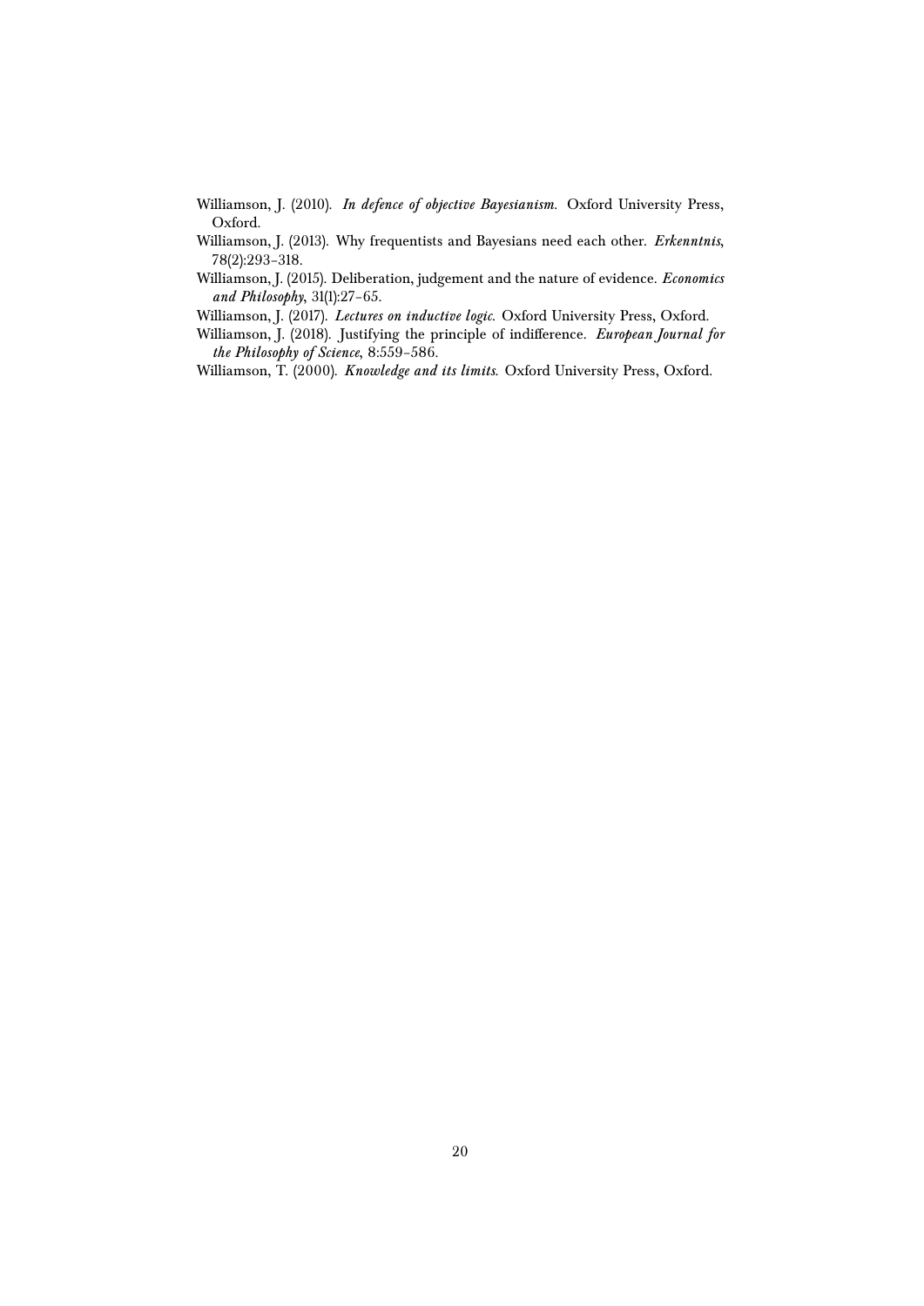Williamson, J. (2010). *In defence of objective Bayesianism*. Oxford University Press, Oxford.

Williamson, J. (2013). Why frequentists and Bayesians need each other. *Erkenntnis*, 78(2):293–318.

Williamson, J. (2015). Deliberation, judgement and the nature of evidence. *Economics and Philosophy*, 31(1):27–65.

Williamson, J. (2017). *Lectures on inductive logic*. Oxford University Press, Oxford.

Williamson, J. (2018). Justifying the principle of indifference. *European Journal for the Philosophy of Science*, 8:559–586.

Williamson, T. (2000). *Knowledge and its limits*. Oxford University Press, Oxford.